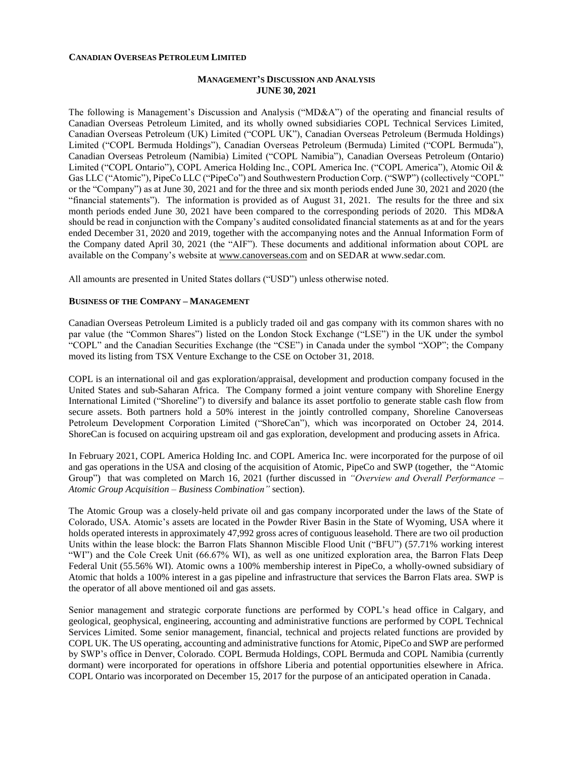**CANADIAN OVERSEAS PETROLEUM LIMITED**

**MANAGEMENT'S DISCUSSION AND ANALYSIS**
**JUNE 30, 2021**

The following is Management's Discussion and Analysis ("MD&A") of the operating and financial results of Canadian Overseas Petroleum Limited, and its wholly owned subsidiaries COPL Technical Services Limited, Canadian Overseas Petroleum (UK) Limited ("COPL UK"), Canadian Overseas Petroleum (Bermuda Holdings) Limited ("COPL Bermuda Holdings"), Canadian Overseas Petroleum (Bermuda) Limited ("COPL Bermuda"), Canadian Overseas Petroleum (Namibia) Limited ("COPL Namibia"), Canadian Overseas Petroleum (Ontario) Limited ("COPL Ontario"), COPL America Holding Inc., COPL America Inc. ("COPL America"), Atomic Oil & Gas LLC ("Atomic"), PipeCo LLC ("PipeCo") and Southwestern Production Corp. ("SWP") (collectively "COPL" or the "Company") as at June 30, 2021 and for the three and six month periods ended June 30, 2021 and 2020 (the "financial statements"). The information is provided as of August 31, 2021. The results for the three and six month periods ended June 30, 2021 have been compared to the corresponding periods of 2020. This MD&A should be read in conjunction with the Company's audited consolidated financial statements as at and for the years ended December 31, 2020 and 2019, together with the accompanying notes and the Annual Information Form of the Company dated April 30, 2021 (the "AIF"). These documents and additional information about COPL are available on the Company's website at www.canoverseas.com and on SEDAR at www.sedar.com.

All amounts are presented in United States dollars ("USD") unless otherwise noted.

**BUSINESS OF THE COMPANY – MANAGEMENT**

Canadian Overseas Petroleum Limited is a publicly traded oil and gas company with its common shares with no par value (the "Common Shares") listed on the London Stock Exchange ("LSE") in the UK under the symbol "COPL" and the Canadian Securities Exchange (the "CSE") in Canada under the symbol "XOP"; the Company moved its listing from TSX Venture Exchange to the CSE on October 31, 2018.

COPL is an international oil and gas exploration/appraisal, development and production company focused in the United States and sub-Saharan Africa. The Company formed a joint venture company with Shoreline Energy International Limited ("Shoreline") to diversify and balance its asset portfolio to generate stable cash flow from secure assets. Both partners hold a 50% interest in the jointly controlled company, Shoreline Canoverseas Petroleum Development Corporation Limited ("ShoreCan"), which was incorporated on October 24, 2014. ShoreCan is focused on acquiring upstream oil and gas exploration, development and producing assets in Africa.

In February 2021, COPL America Holding Inc. and COPL America Inc. were incorporated for the purpose of oil and gas operations in the USA and closing of the acquisition of Atomic, PipeCo and SWP (together, the "Atomic Group") that was completed on March 16, 2021 (further discussed in *"Overview and Overall Performance – Atomic Group Acquisition – Business Combination"* section).

The Atomic Group was a closely-held private oil and gas company incorporated under the laws of the State of Colorado, USA. Atomic's assets are located in the Powder River Basin in the State of Wyoming, USA where it holds operated interests in approximately 47,992 gross acres of contiguous leasehold. There are two oil production Units within the lease block: the Barron Flats Shannon Miscible Flood Unit ("BFU") (57.71% working interest "WI") and the Cole Creek Unit (66.67% WI), as well as one unitized exploration area, the Barron Flats Deep Federal Unit (55.56% WI). Atomic owns a 100% membership interest in PipeCo, a wholly-owned subsidiary of Atomic that holds a 100% interest in a gas pipeline and infrastructure that services the Barron Flats area. SWP is the operator of all above mentioned oil and gas assets.

Senior management and strategic corporate functions are performed by COPL's head office in Calgary, and geological, geophysical, engineering, accounting and administrative functions are performed by COPL Technical Services Limited. Some senior management, financial, technical and projects related functions are provided by COPL UK. The US operating, accounting and administrative functions for Atomic, PipeCo and SWP are performed by SWP's office in Denver, Colorado. COPL Bermuda Holdings, COPL Bermuda and COPL Namibia (currently dormant) were incorporated for operations in offshore Liberia and potential opportunities elsewhere in Africa. COPL Ontario was incorporated on December 15, 2017 for the purpose of an anticipated operation in Canada.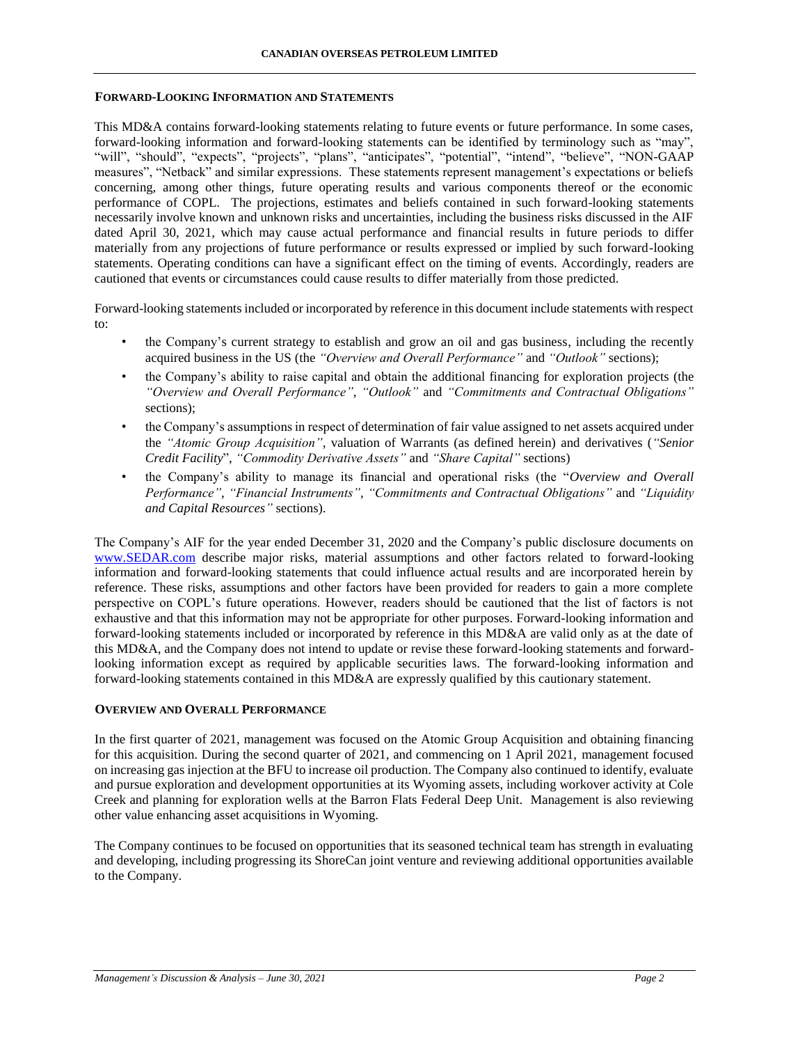## FORWARD-LOOKING INFORMATION AND STATEMENTS

This MD&A contains forward-looking statements relating to future events or future performance. In some cases, forward-looking information and forward-looking statements can be identified by terminology such as "may", "will", "should", "expects", "projects", "plans", "anticipates", "potential", "intend", "believe", "NON-GAAP measures", "Netback" and similar expressions. These statements represent management's expectations or beliefs concerning, among other things, future operating results and various components thereof or the economic performance of COPL. The projections, estimates and beliefs contained in such forward-looking statements necessarily involve known and unknown risks and uncertainties, including the business risks discussed in the AIF dated April 30, 2021, which may cause actual performance and financial results in future periods to differ materially from any projections of future performance or results expressed or implied by such forward-looking statements. Operating conditions can have a significant effect on the timing of events. Accordingly, readers are cautioned that events or circumstances could cause results to differ materially from those predicted.

Forward-looking statements included or incorporated by reference in this document include statements with respect to:

- the Company's current strategy to establish and grow an oil and gas business, including the recently acquired business in the US (the *"Overview and Overall Performance"* and *"Outlook"* sections);
- the Company's ability to raise capital and obtain the additional financing for exploration projects (the *"Overview and Overall Performance"*, *"Outlook"* and *"Commitments and Contractual Obligations"* sections);
- the Company's assumptions in respect of determination of fair value assigned to net assets acquired under the *"Atomic Group Acquisition"*, valuation of Warrants (as defined herein) and derivatives (*"Senior Credit Facility*", *"Commodity Derivative Assets"* and *"Share Capital"* sections)
- the Company's ability to manage its financial and operational risks (the "*Overview and Overall Performance"*, *"Financial Instruments"*, *"Commitments and Contractual Obligations"* and *"Liquidity and Capital Resources"* sections).

The Company's AIF for the year ended December 31, 2020 and the Company's public disclosure documents on www.SEDAR.com describe major risks, material assumptions and other factors related to forward-looking information and forward-looking statements that could influence actual results and are incorporated herein by reference. These risks, assumptions and other factors have been provided for readers to gain a more complete perspective on COPL's future operations. However, readers should be cautioned that the list of factors is not exhaustive and that this information may not be appropriate for other purposes. Forward-looking information and forward-looking statements included or incorporated by reference in this MD&A are valid only as at the date of this MD&A, and the Company does not intend to update or revise these forward-looking statements and forward-looking information except as required by applicable securities laws. The forward-looking information and forward-looking statements contained in this MD&A are expressly qualified by this cautionary statement.

## OVERVIEW AND OVERALL PERFORMANCE

In the first quarter of 2021, management was focused on the Atomic Group Acquisition and obtaining financing for this acquisition. During the second quarter of 2021, and commencing on 1 April 2021, management focused on increasing gas injection at the BFU to increase oil production. The Company also continued to identify, evaluate and pursue exploration and development opportunities at its Wyoming assets, including workover activity at Cole Creek and planning for exploration wells at the Barron Flats Federal Deep Unit. Management is also reviewing other value enhancing asset acquisitions in Wyoming.

The Company continues to be focused on opportunities that its seasoned technical team has strength in evaluating and developing, including progressing its ShoreCan joint venture and reviewing additional opportunities available to the Company.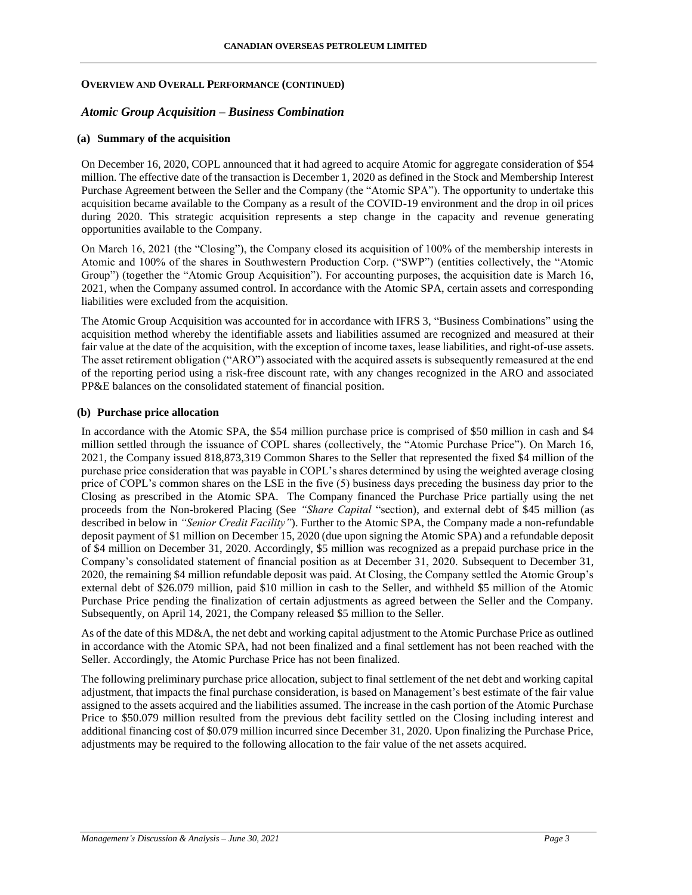**OVERVIEW AND OVERALL PERFORMANCE (CONTINUED)**

## *Atomic Group Acquisition – Business Combination*

### (a) Summary of the acquisition

On December 16, 2020, COPL announced that it had agreed to acquire Atomic for aggregate consideration of $54 million. The effective date of the transaction is December 1, 2020 as defined in the Stock and Membership Interest Purchase Agreement between the Seller and the Company (the "Atomic SPA"). The opportunity to undertake this acquisition became available to the Company as a result of the COVID-19 environment and the drop in oil prices during 2020. This strategic acquisition represents a step change in the capacity and revenue generating opportunities available to the Company.

On March 16, 2021 (the "Closing"), the Company closed its acquisition of 100% of the membership interests in Atomic and 100% of the shares in Southwestern Production Corp. ("SWP") (entities collectively, the "Atomic Group") (together the "Atomic Group Acquisition"). For accounting purposes, the acquisition date is March 16, 2021, when the Company assumed control. In accordance with the Atomic SPA, certain assets and corresponding liabilities were excluded from the acquisition.

The Atomic Group Acquisition was accounted for in accordance with IFRS 3, "Business Combinations" using the acquisition method whereby the identifiable assets and liabilities assumed are recognized and measured at their fair value at the date of the acquisition, with the exception of income taxes, lease liabilities, and right-of-use assets. The asset retirement obligation ("ARO") associated with the acquired assets is subsequently remeasured at the end of the reporting period using a risk-free discount rate, with any changes recognized in the ARO and associated PP&E balances on the consolidated statement of financial position.

### (b) Purchase price allocation

In accordance with the Atomic SPA, the $54 million purchase price is comprised of $50 million in cash and $4 million settled through the issuance of COPL shares (collectively, the "Atomic Purchase Price"). On March 16, 2021, the Company issued 818,873,319 Common Shares to the Seller that represented the fixed $4 million of the purchase price consideration that was payable in COPL's shares determined by using the weighted average closing price of COPL's common shares on the LSE in the five (5) business days preceding the business day prior to the Closing as prescribed in the Atomic SPA. The Company financed the Purchase Price partially using the net proceeds from the Non-brokered Placing (See *"Share Capital* "section), and external debt of $45 million (as described in below in *"Senior Credit Facility"*). Further to the Atomic SPA, the Company made a non-refundable deposit payment of $1 million on December 15, 2020 (due upon signing the Atomic SPA) and a refundable deposit of $4 million on December 31, 2020. Accordingly, $5 million was recognized as a prepaid purchase price in the Company's consolidated statement of financial position as at December 31, 2020. Subsequent to December 31, 2020, the remaining $4 million refundable deposit was paid. At Closing, the Company settled the Atomic Group's external debt of $26.079 million, paid $10 million in cash to the Seller, and withheld $5 million of the Atomic Purchase Price pending the finalization of certain adjustments as agreed between the Seller and the Company. Subsequently, on April 14, 2021, the Company released $5 million to the Seller.

As of the date of this MD&A, the net debt and working capital adjustment to the Atomic Purchase Price as outlined in accordance with the Atomic SPA, had not been finalized and a final settlement has not been reached with the Seller. Accordingly, the Atomic Purchase Price has not been finalized.

The following preliminary purchase price allocation, subject to final settlement of the net debt and working capital adjustment, that impacts the final purchase consideration, is based on Management's best estimate of the fair value assigned to the assets acquired and the liabilities assumed. The increase in the cash portion of the Atomic Purchase Price to $50.079 million resulted from the previous debt facility settled on the Closing including interest and additional financing cost of $0.079 million incurred since December 31, 2020. Upon finalizing the Purchase Price, adjustments may be required to the following allocation to the fair value of the net assets acquired.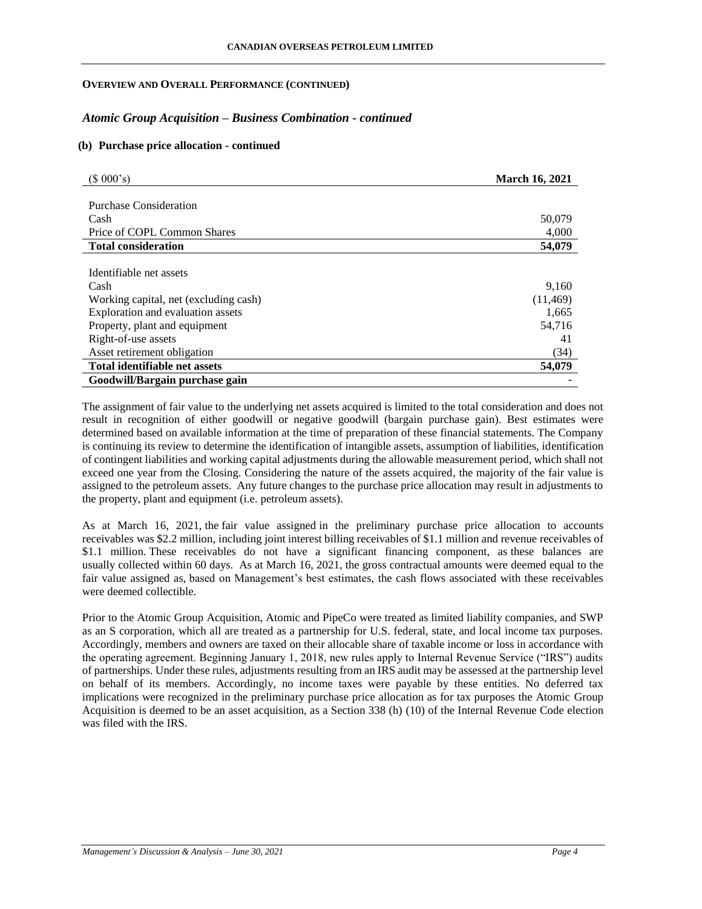### OVERVIEW AND OVERALL PERFORMANCE (CONTINUED)

#### *Atomic Group Acquisition – Business Combination - continued*

**(b) Purchase price allocation - continued**

| ($ 000's) | **March 16, 2021** |
|---|---|
| Purchase Consideration | |
| Cash | 50,079 |
| Price of COPL Common Shares | 4,000 |
| **Total consideration** | **54,079** |
| | |
| Identifiable net assets | |
| Cash | 9,160 |
| Working capital, net (excluding cash) | (11,469) |
| Exploration and evaluation assets | 1,665 |
| Property, plant and equipment | 54,716 |
| Right-of-use assets | 41 |
| Asset retirement obligation | (34) |
| **Total identifiable net assets** | **54,079** |
| **Goodwill/Bargain purchase gain** | - |

The assignment of fair value to the underlying net assets acquired is limited to the total consideration and does not result in recognition of either goodwill or negative goodwill (bargain purchase gain). Best estimates were determined based on available information at the time of preparation of these financial statements. The Company is continuing its review to determine the identification of intangible assets, assumption of liabilities, identification of contingent liabilities and working capital adjustments during the allowable measurement period, which shall not exceed one year from the Closing. Considering the nature of the assets acquired, the majority of the fair value is assigned to the petroleum assets. Any future changes to the purchase price allocation may result in adjustments to the property, plant and equipment (i.e. petroleum assets).

As at March 16, 2021, the fair value assigned in the preliminary purchase price allocation to accounts receivables was $2.2 million, including joint interest billing receivables of $1.1 million and revenue receivables of $1.1 million. These receivables do not have a significant financing component, as these balances are usually collected within 60 days. As at March 16, 2021, the gross contractual amounts were deemed equal to the fair value assigned as, based on Management's best estimates, the cash flows associated with these receivables were deemed collectible.

Prior to the Atomic Group Acquisition, Atomic and PipeCo were treated as limited liability companies, and SWP as an S corporation, which all are treated as a partnership for U.S. federal, state, and local income tax purposes. Accordingly, members and owners are taxed on their allocable share of taxable income or loss in accordance with the operating agreement. Beginning January 1, 2018, new rules apply to Internal Revenue Service ("IRS") audits of partnerships. Under these rules, adjustments resulting from an IRS audit may be assessed at the partnership level on behalf of its members. Accordingly, no income taxes were payable by these entities. No deferred tax implications were recognized in the preliminary purchase price allocation as for tax purposes the Atomic Group Acquisition is deemed to be an asset acquisition, as a Section 338 (h) (10) of the Internal Revenue Code election was filed with the IRS.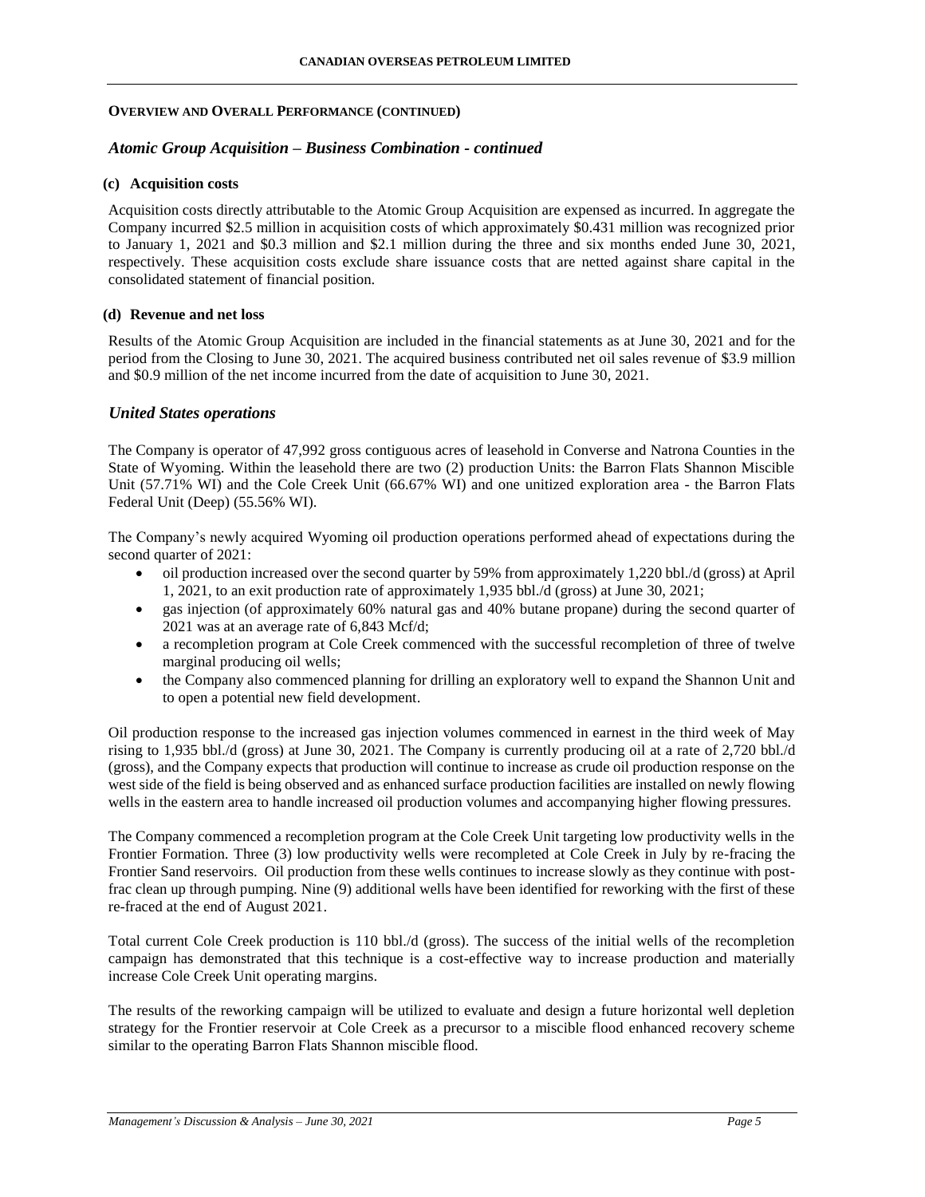## OVERVIEW AND OVERALL PERFORMANCE (CONTINUED)

### *Atomic Group Acquisition – Business Combination - continued*

#### (c) Acquisition costs

Acquisition costs directly attributable to the Atomic Group Acquisition are expensed as incurred. In aggregate the Company incurred $2.5 million in acquisition costs of which approximately $0.431 million was recognized prior to January 1, 2021 and $0.3 million and $2.1 million during the three and six months ended June 30, 2021, respectively. These acquisition costs exclude share issuance costs that are netted against share capital in the consolidated statement of financial position.

#### (d) Revenue and net loss

Results of the Atomic Group Acquisition are included in the financial statements as at June 30, 2021 and for the period from the Closing to June 30, 2021. The acquired business contributed net oil sales revenue of $3.9 million and $0.9 million of the net income incurred from the date of acquisition to June 30, 2021.

### *United States operations*

The Company is operator of 47,992 gross contiguous acres of leasehold in Converse and Natrona Counties in the State of Wyoming. Within the leasehold there are two (2) production Units: the Barron Flats Shannon Miscible Unit (57.71% WI) and the Cole Creek Unit (66.67% WI) and one unitized exploration area - the Barron Flats Federal Unit (Deep) (55.56% WI).

The Company's newly acquired Wyoming oil production operations performed ahead of expectations during the second quarter of 2021:

- oil production increased over the second quarter by 59% from approximately 1,220 bbl./d (gross) at April 1, 2021, to an exit production rate of approximately 1,935 bbl./d (gross) at June 30, 2021;
- gas injection (of approximately 60% natural gas and 40% butane propane) during the second quarter of 2021 was at an average rate of 6,843 Mcf/d;
- a recompletion program at Cole Creek commenced with the successful recompletion of three of twelve marginal producing oil wells;
- the Company also commenced planning for drilling an exploratory well to expand the Shannon Unit and to open a potential new field development.

Oil production response to the increased gas injection volumes commenced in earnest in the third week of May rising to 1,935 bbl./d (gross) at June 30, 2021. The Company is currently producing oil at a rate of 2,720 bbl./d (gross), and the Company expects that production will continue to increase as crude oil production response on the west side of the field is being observed and as enhanced surface production facilities are installed on newly flowing wells in the eastern area to handle increased oil production volumes and accompanying higher flowing pressures.

The Company commenced a recompletion program at the Cole Creek Unit targeting low productivity wells in the Frontier Formation. Three (3) low productivity wells were recompleted at Cole Creek in July by re-fracing the Frontier Sand reservoirs. Oil production from these wells continues to increase slowly as they continue with post-frac clean up through pumping. Nine (9) additional wells have been identified for reworking with the first of these re-fraced at the end of August 2021.

Total current Cole Creek production is 110 bbl./d (gross). The success of the initial wells of the recompletion campaign has demonstrated that this technique is a cost-effective way to increase production and materially increase Cole Creek Unit operating margins.

The results of the reworking campaign will be utilized to evaluate and design a future horizontal well depletion strategy for the Frontier reservoir at Cole Creek as a precursor to a miscible flood enhanced recovery scheme similar to the operating Barron Flats Shannon miscible flood.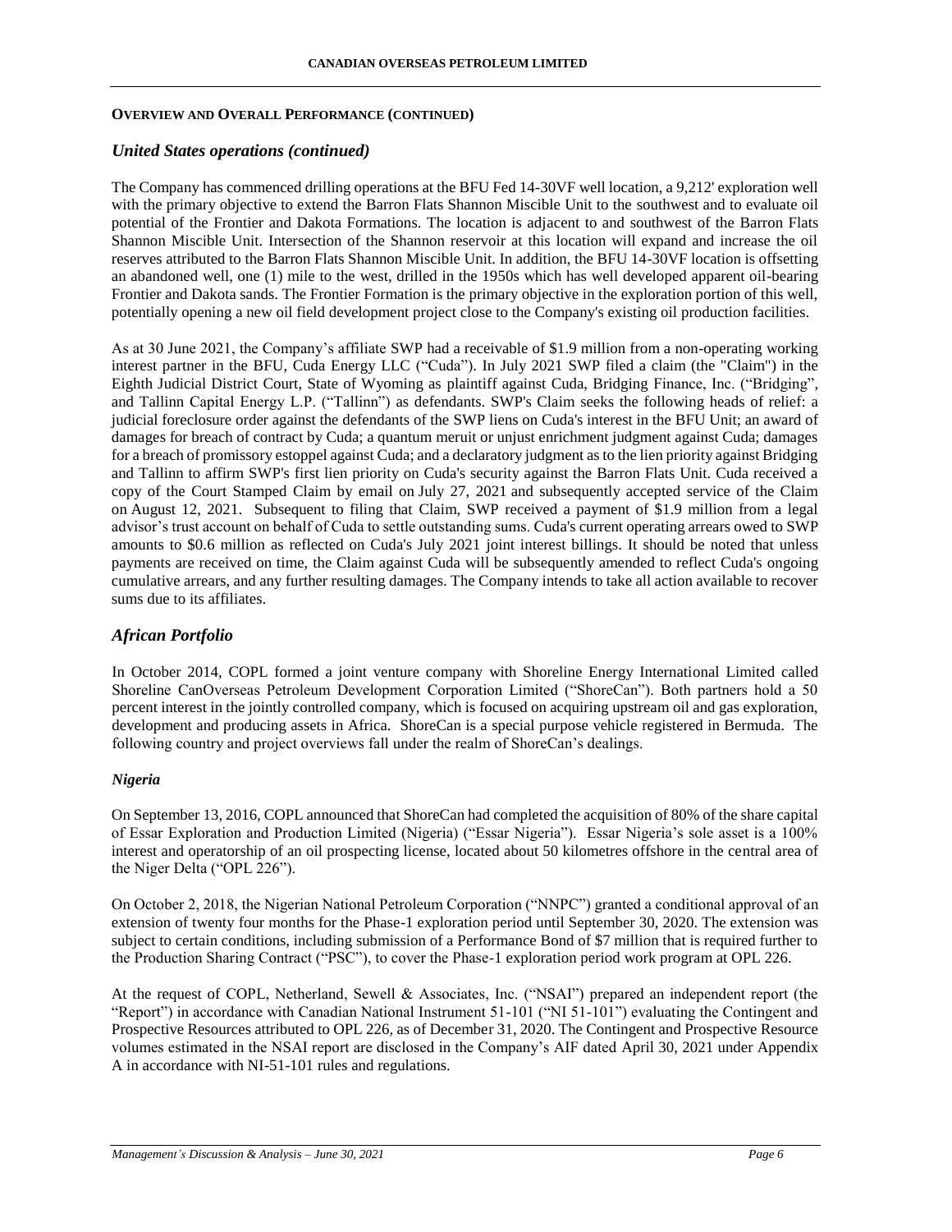**OVERVIEW AND OVERALL PERFORMANCE (CONTINUED)**

## *United States operations (continued)*

The Company has commenced drilling operations at the BFU Fed 14-30VF well location, a 9,212' exploration well with the primary objective to extend the Barron Flats Shannon Miscible Unit to the southwest and to evaluate oil potential of the Frontier and Dakota Formations. The location is adjacent to and southwest of the Barron Flats Shannon Miscible Unit. Intersection of the Shannon reservoir at this location will expand and increase the oil reserves attributed to the Barron Flats Shannon Miscible Unit. In addition, the BFU 14-30VF location is offsetting an abandoned well, one (1) mile to the west, drilled in the 1950s which has well developed apparent oil-bearing Frontier and Dakota sands. The Frontier Formation is the primary objective in the exploration portion of this well, potentially opening a new oil field development project close to the Company's existing oil production facilities.

As at 30 June 2021, the Company's affiliate SWP had a receivable of $1.9 million from a non-operating working interest partner in the BFU, Cuda Energy LLC ("Cuda"). In July 2021 SWP filed a claim (the "Claim") in the Eighth Judicial District Court, State of Wyoming as plaintiff against Cuda, Bridging Finance, Inc. ("Bridging", and Tallinn Capital Energy L.P. ("Tallinn") as defendants. SWP's Claim seeks the following heads of relief: a judicial foreclosure order against the defendants of the SWP liens on Cuda's interest in the BFU Unit; an award of damages for breach of contract by Cuda; a quantum meruit or unjust enrichment judgment against Cuda; damages for a breach of promissory estoppel against Cuda; and a declaratory judgment as to the lien priority against Bridging and Tallinn to affirm SWP's first lien priority on Cuda's security against the Barron Flats Unit. Cuda received a copy of the Court Stamped Claim by email on July 27, 2021 and subsequently accepted service of the Claim on August 12, 2021. Subsequent to filing that Claim, SWP received a payment of $1.9 million from a legal advisor's trust account on behalf of Cuda to settle outstanding sums. Cuda's current operating arrears owed to SWP amounts to $0.6 million as reflected on Cuda's July 2021 joint interest billings. It should be noted that unless payments are received on time, the Claim against Cuda will be subsequently amended to reflect Cuda's ongoing cumulative arrears, and any further resulting damages. The Company intends to take all action available to recover sums due to its affiliates.

## *African Portfolio*

In October 2014, COPL formed a joint venture company with Shoreline Energy International Limited called Shoreline CanOverseas Petroleum Development Corporation Limited ("ShoreCan"). Both partners hold a 50 percent interest in the jointly controlled company, which is focused on acquiring upstream oil and gas exploration, development and producing assets in Africa. ShoreCan is a special purpose vehicle registered in Bermuda. The following country and project overviews fall under the realm of ShoreCan's dealings.

### *Nigeria*

On September 13, 2016, COPL announced that ShoreCan had completed the acquisition of 80% of the share capital of Essar Exploration and Production Limited (Nigeria) ("Essar Nigeria"). Essar Nigeria's sole asset is a 100% interest and operatorship of an oil prospecting license, located about 50 kilometres offshore in the central area of the Niger Delta ("OPL 226").

On October 2, 2018, the Nigerian National Petroleum Corporation ("NNPC") granted a conditional approval of an extension of twenty four months for the Phase-1 exploration period until September 30, 2020. The extension was subject to certain conditions, including submission of a Performance Bond of $7 million that is required further to the Production Sharing Contract ("PSC"), to cover the Phase-1 exploration period work program at OPL 226.

At the request of COPL, Netherland, Sewell & Associates, Inc. ("NSAI") prepared an independent report (the "Report") in accordance with Canadian National Instrument 51-101 ("NI 51-101") evaluating the Contingent and Prospective Resources attributed to OPL 226, as of December 31, 2020. The Contingent and Prospective Resource volumes estimated in the NSAI report are disclosed in the Company's AIF dated April 30, 2021 under Appendix A in accordance with NI-51-101 rules and regulations.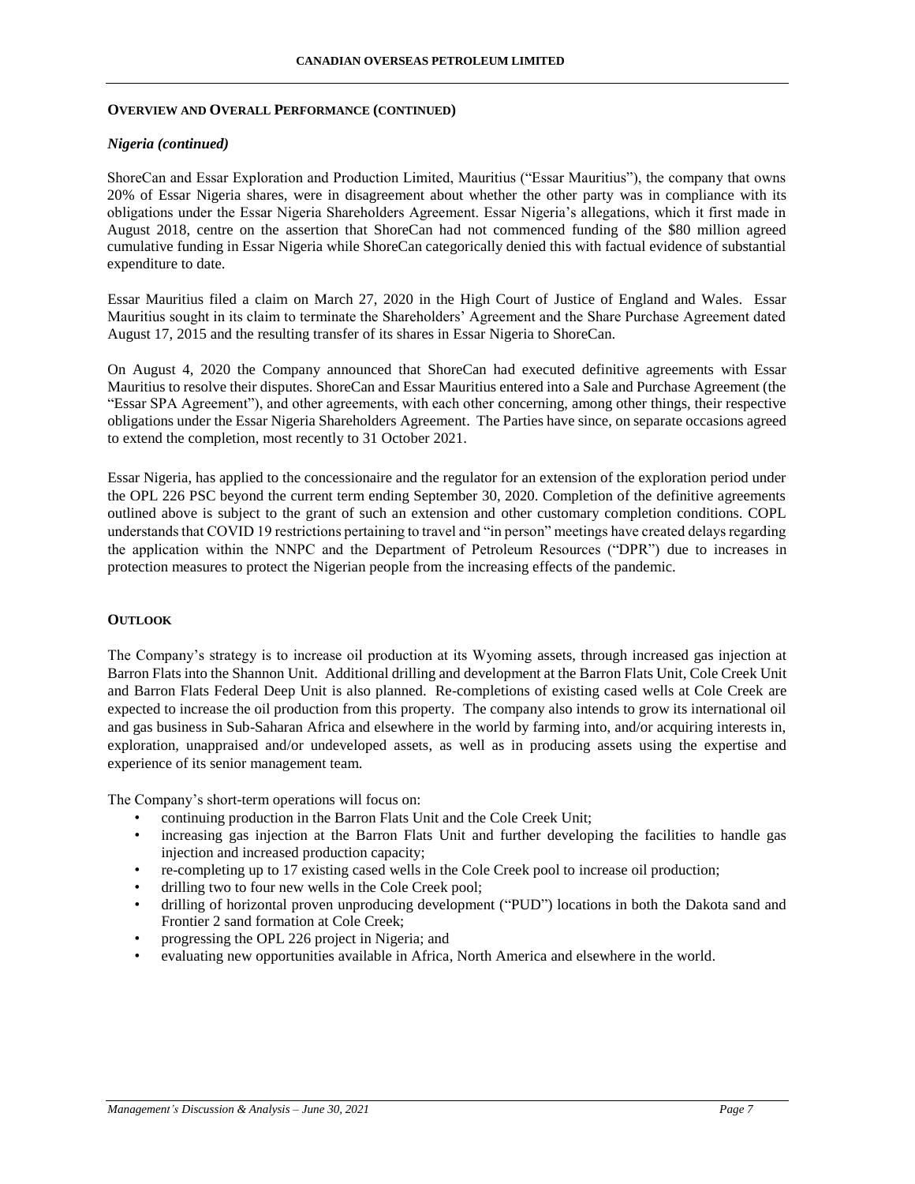## OVERVIEW AND OVERALL PERFORMANCE (CONTINUED)

### *Nigeria (continued)*

ShoreCan and Essar Exploration and Production Limited, Mauritius ("Essar Mauritius"), the company that owns 20% of Essar Nigeria shares, were in disagreement about whether the other party was in compliance with its obligations under the Essar Nigeria Shareholders Agreement. Essar Nigeria's allegations, which it first made in August 2018, centre on the assertion that ShoreCan had not commenced funding of the $80 million agreed cumulative funding in Essar Nigeria while ShoreCan categorically denied this with factual evidence of substantial expenditure to date.

Essar Mauritius filed a claim on March 27, 2020 in the High Court of Justice of England and Wales. Essar Mauritius sought in its claim to terminate the Shareholders' Agreement and the Share Purchase Agreement dated August 17, 2015 and the resulting transfer of its shares in Essar Nigeria to ShoreCan.

On August 4, 2020 the Company announced that ShoreCan had executed definitive agreements with Essar Mauritius to resolve their disputes. ShoreCan and Essar Mauritius entered into a Sale and Purchase Agreement (the "Essar SPA Agreement"), and other agreements, with each other concerning, among other things, their respective obligations under the Essar Nigeria Shareholders Agreement. The Parties have since, on separate occasions agreed to extend the completion, most recently to 31 October 2021.

Essar Nigeria, has applied to the concessionaire and the regulator for an extension of the exploration period under the OPL 226 PSC beyond the current term ending September 30, 2020. Completion of the definitive agreements outlined above is subject to the grant of such an extension and other customary completion conditions. COPL understands that COVID 19 restrictions pertaining to travel and "in person" meetings have created delays regarding the application within the NNPC and the Department of Petroleum Resources ("DPR") due to increases in protection measures to protect the Nigerian people from the increasing effects of the pandemic.

## OUTLOOK

The Company's strategy is to increase oil production at its Wyoming assets, through increased gas injection at Barron Flats into the Shannon Unit. Additional drilling and development at the Barron Flats Unit, Cole Creek Unit and Barron Flats Federal Deep Unit is also planned. Re-completions of existing cased wells at Cole Creek are expected to increase the oil production from this property. The company also intends to grow its international oil and gas business in Sub-Saharan Africa and elsewhere in the world by farming into, and/or acquiring interests in, exploration, unappraised and/or undeveloped assets, as well as in producing assets using the expertise and experience of its senior management team.

The Company's short-term operations will focus on:

- continuing production in the Barron Flats Unit and the Cole Creek Unit;
- increasing gas injection at the Barron Flats Unit and further developing the facilities to handle gas injection and increased production capacity;
- re-completing up to 17 existing cased wells in the Cole Creek pool to increase oil production;
- drilling two to four new wells in the Cole Creek pool;
- drilling of horizontal proven unproducing development ("PUD") locations in both the Dakota sand and Frontier 2 sand formation at Cole Creek;
- progressing the OPL 226 project in Nigeria; and
- evaluating new opportunities available in Africa, North America and elsewhere in the world.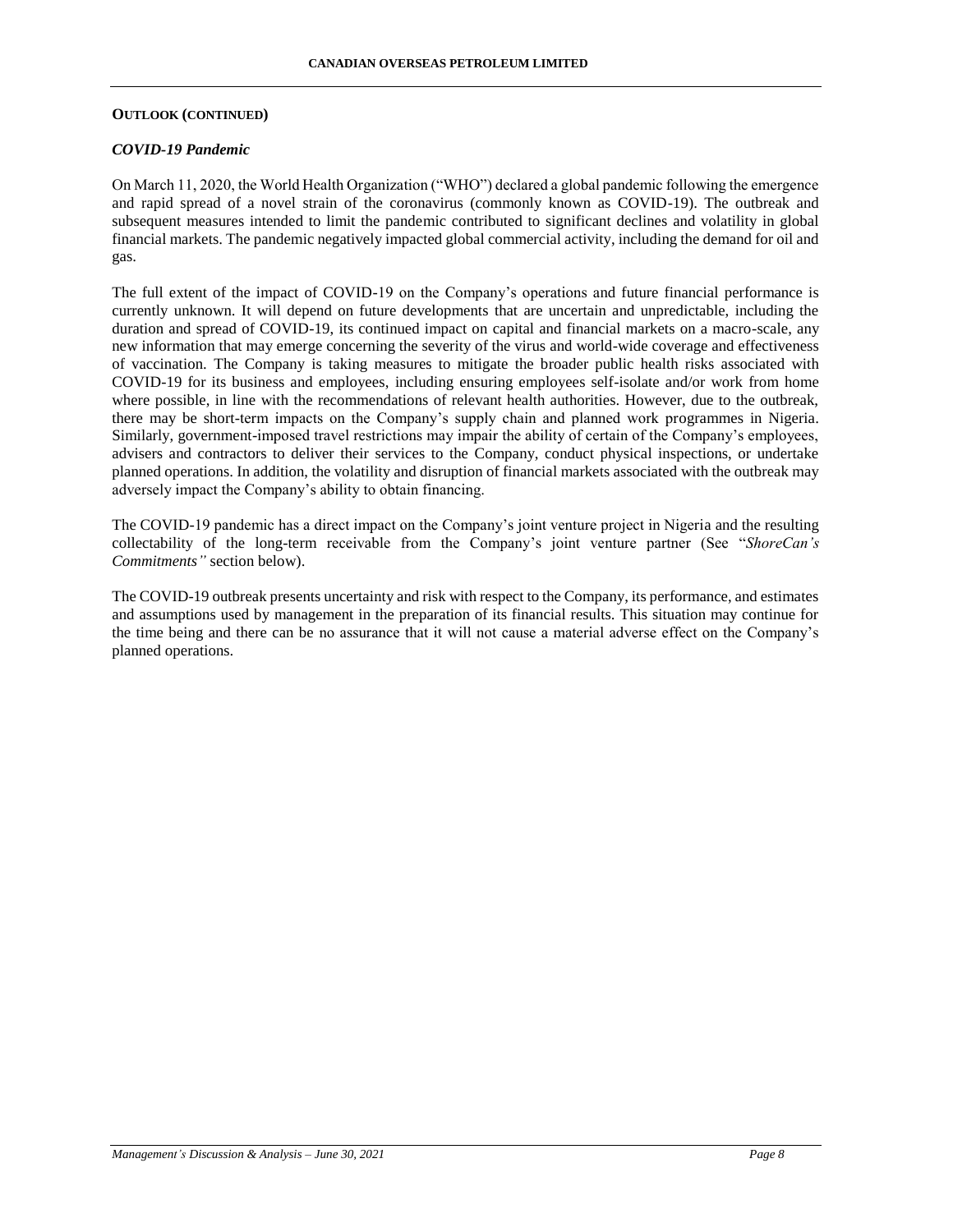**OUTLOOK (CONTINUED)**

***COVID-19 Pandemic***

On March 11, 2020, the World Health Organization ("WHO") declared a global pandemic following the emergence and rapid spread of a novel strain of the coronavirus (commonly known as COVID-19). The outbreak and subsequent measures intended to limit the pandemic contributed to significant declines and volatility in global financial markets. The pandemic negatively impacted global commercial activity, including the demand for oil and gas.

The full extent of the impact of COVID-19 on the Company's operations and future financial performance is currently unknown. It will depend on future developments that are uncertain and unpredictable, including the duration and spread of COVID-19, its continued impact on capital and financial markets on a macro-scale, any new information that may emerge concerning the severity of the virus and world-wide coverage and effectiveness of vaccination. The Company is taking measures to mitigate the broader public health risks associated with COVID-19 for its business and employees, including ensuring employees self-isolate and/or work from home where possible, in line with the recommendations of relevant health authorities. However, due to the outbreak, there may be short-term impacts on the Company's supply chain and planned work programmes in Nigeria. Similarly, government-imposed travel restrictions may impair the ability of certain of the Company's employees, advisers and contractors to deliver their services to the Company, conduct physical inspections, or undertake planned operations. In addition, the volatility and disruption of financial markets associated with the outbreak may adversely impact the Company's ability to obtain financing.

The COVID-19 pandemic has a direct impact on the Company's joint venture project in Nigeria and the resulting collectability of the long-term receivable from the Company's joint venture partner (See "*ShoreCan's Commitments"* section below).

The COVID-19 outbreak presents uncertainty and risk with respect to the Company, its performance, and estimates and assumptions used by management in the preparation of its financial results. This situation may continue for the time being and there can be no assurance that it will not cause a material adverse effect on the Company's planned operations.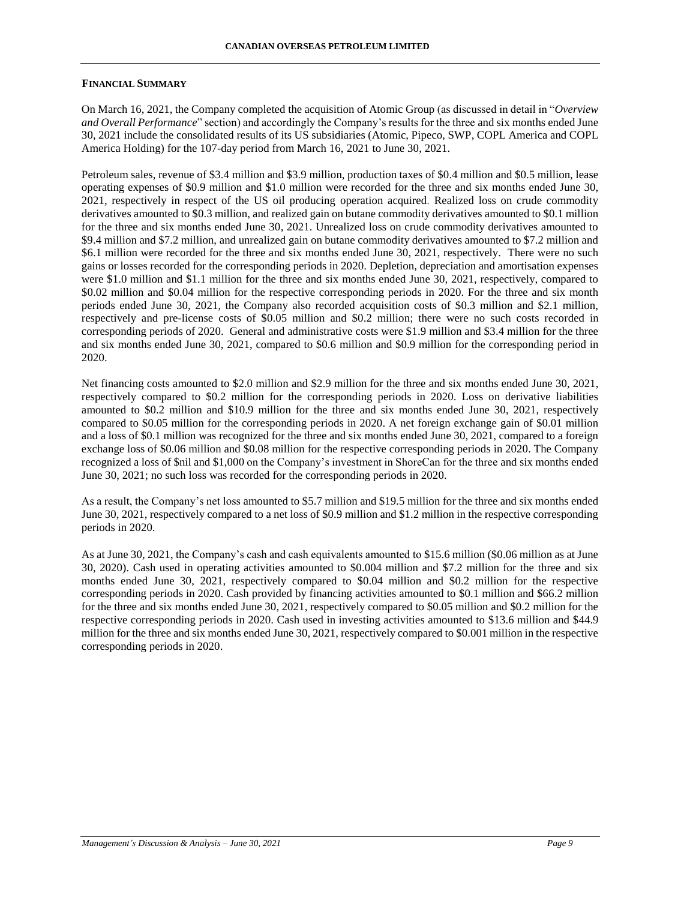## FINANCIAL SUMMARY

On March 16, 2021, the Company completed the acquisition of Atomic Group (as discussed in detail in "*Overview and Overall Performance*" section) and accordingly the Company's results for the three and six months ended June 30, 2021 include the consolidated results of its US subsidiaries (Atomic, Pipeco, SWP, COPL America and COPL America Holding) for the 107-day period from March 16, 2021 to June 30, 2021.

Petroleum sales, revenue of $3.4 million and $3.9 million, production taxes of $0.4 million and $0.5 million, lease operating expenses of $0.9 million and $1.0 million were recorded for the three and six months ended June 30, 2021, respectively in respect of the US oil producing operation acquired. Realized loss on crude commodity derivatives amounted to $0.3 million, and realized gain on butane commodity derivatives amounted to $0.1 million for the three and six months ended June 30, 2021. Unrealized loss on crude commodity derivatives amounted to $9.4 million and $7.2 million, and unrealized gain on butane commodity derivatives amounted to $7.2 million and $6.1 million were recorded for the three and six months ended June 30, 2021, respectively. There were no such gains or losses recorded for the corresponding periods in 2020. Depletion, depreciation and amortisation expenses were $1.0 million and $1.1 million for the three and six months ended June 30, 2021, respectively, compared to $0.02 million and $0.04 million for the respective corresponding periods in 2020. For the three and six month periods ended June 30, 2021, the Company also recorded acquisition costs of $0.3 million and $2.1 million, respectively and pre-license costs of $0.05 million and $0.2 million; there were no such costs recorded in corresponding periods of 2020. General and administrative costs were $1.9 million and $3.4 million for the three and six months ended June 30, 2021, compared to $0.6 million and $0.9 million for the corresponding period in 2020.

Net financing costs amounted to $2.0 million and $2.9 million for the three and six months ended June 30, 2021, respectively compared to $0.2 million for the corresponding periods in 2020. Loss on derivative liabilities amounted to $0.2 million and $10.9 million for the three and six months ended June 30, 2021, respectively compared to $0.05 million for the corresponding periods in 2020. A net foreign exchange gain of $0.01 million and a loss of $0.1 million was recognized for the three and six months ended June 30, 2021, compared to a foreign exchange loss of $0.06 million and $0.08 million for the respective corresponding periods in 2020. The Company recognized a loss of $nil and $1,000 on the Company's investment in ShoreCan for the three and six months ended June 30, 2021; no such loss was recorded for the corresponding periods in 2020.

As a result, the Company's net loss amounted to $5.7 million and $19.5 million for the three and six months ended June 30, 2021, respectively compared to a net loss of $0.9 million and $1.2 million in the respective corresponding periods in 2020.

As at June 30, 2021, the Company's cash and cash equivalents amounted to $15.6 million ($0.06 million as at June 30, 2020). Cash used in operating activities amounted to $0.004 million and $7.2 million for the three and six months ended June 30, 2021, respectively compared to $0.04 million and $0.2 million for the respective corresponding periods in 2020. Cash provided by financing activities amounted to $0.1 million and $66.2 million for the three and six months ended June 30, 2021, respectively compared to $0.05 million and $0.2 million for the respective corresponding periods in 2020. Cash used in investing activities amounted to $13.6 million and $44.9 million for the three and six months ended June 30, 2021, respectively compared to $0.001 million in the respective corresponding periods in 2020.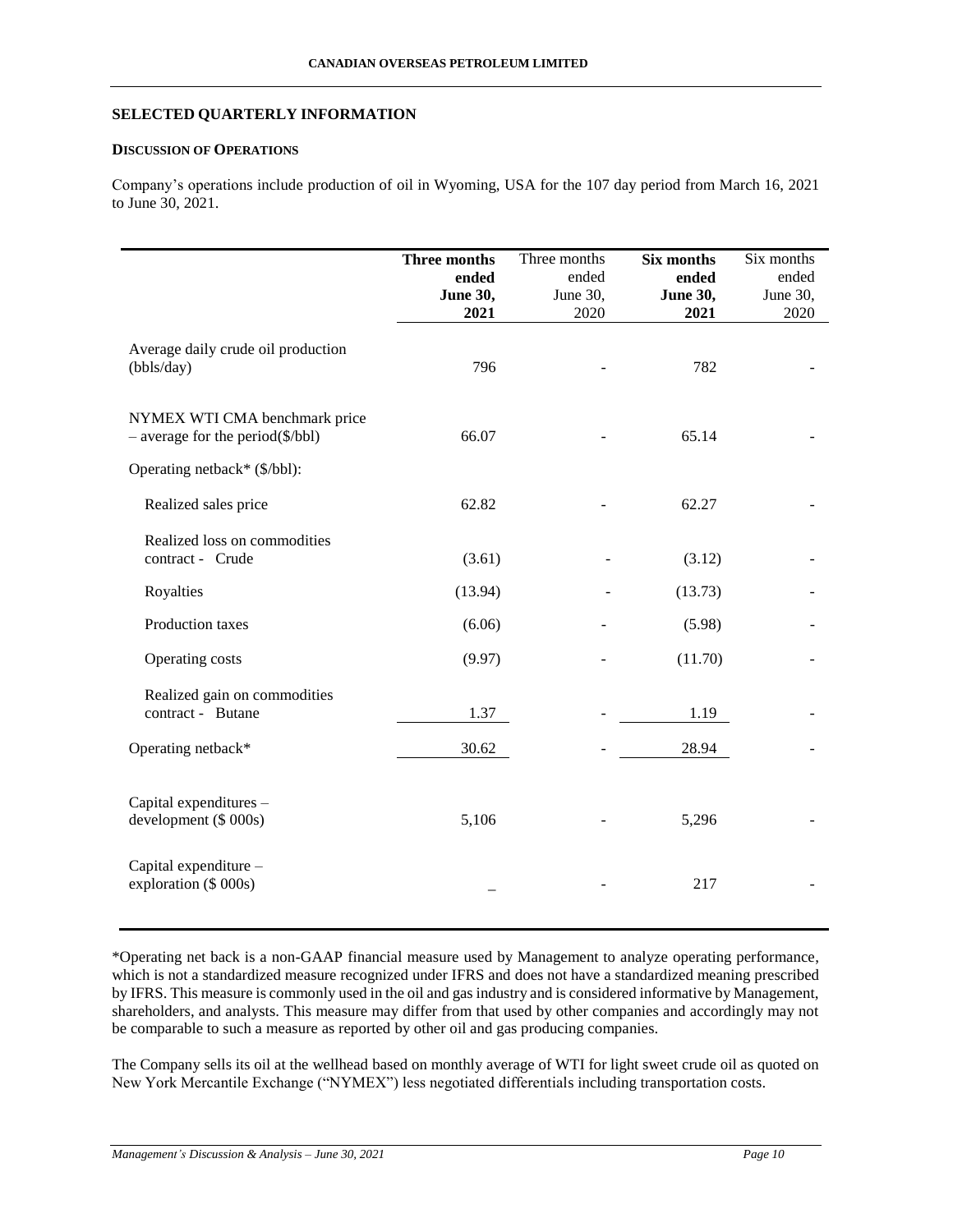## SELECTED QUARTERLY INFORMATION

### DISCUSSION OF OPERATIONS

Company's operations include production of oil in Wyoming, USA for the 107 day period from March 16, 2021 to June 30, 2021.

| | **Three months ended June 30, 2021** | Three months ended June 30, 2020 | **Six months ended June 30, 2021** | Six months ended June 30, 2020 |
|---|---|---|---|---|
| Average daily crude oil production (bbls/day) | 796 | - | 782 | - |
| NYMEX WTI CMA benchmark price – average for the period($/bbl) | 66.07 | - | 65.14 | - |
| Operating netback* ($/bbl): | | | | |
| Realized sales price | 62.82 | - | 62.27 | - |
| Realized loss on commodities contract - Crude | (3.61) | - | (3.12) | - |
| Royalties | (13.94) | - | (13.73) | - |
| Production taxes | (6.06) | - | (5.98) | - |
| Operating costs | (9.97) | - | (11.70) | - |
| Realized gain on commodities contract - Butane | 1.37 | - | 1.19 | - |
| Operating netback* | 30.62 | - | 28.94 | - |
| Capital expenditures – development ($ 000s) | 5,106 | - | 5,296 | - |
| Capital expenditure – exploration ($ 000s) | _ | - | 217 | - |

*Operating net back is a non-GAAP financial measure used by Management to analyze operating performance, which is not a standardized measure recognized under IFRS and does not have a standardized meaning prescribed by IFRS. This measure is commonly used in the oil and gas industry and is considered informative by Management, shareholders, and analysts. This measure may differ from that used by other companies and accordingly may not be comparable to such a measure as reported by other oil and gas producing companies.

The Company sells its oil at the wellhead based on monthly average of WTI for light sweet crude oil as quoted on New York Mercantile Exchange ("NYMEX") less negotiated differentials including transportation costs.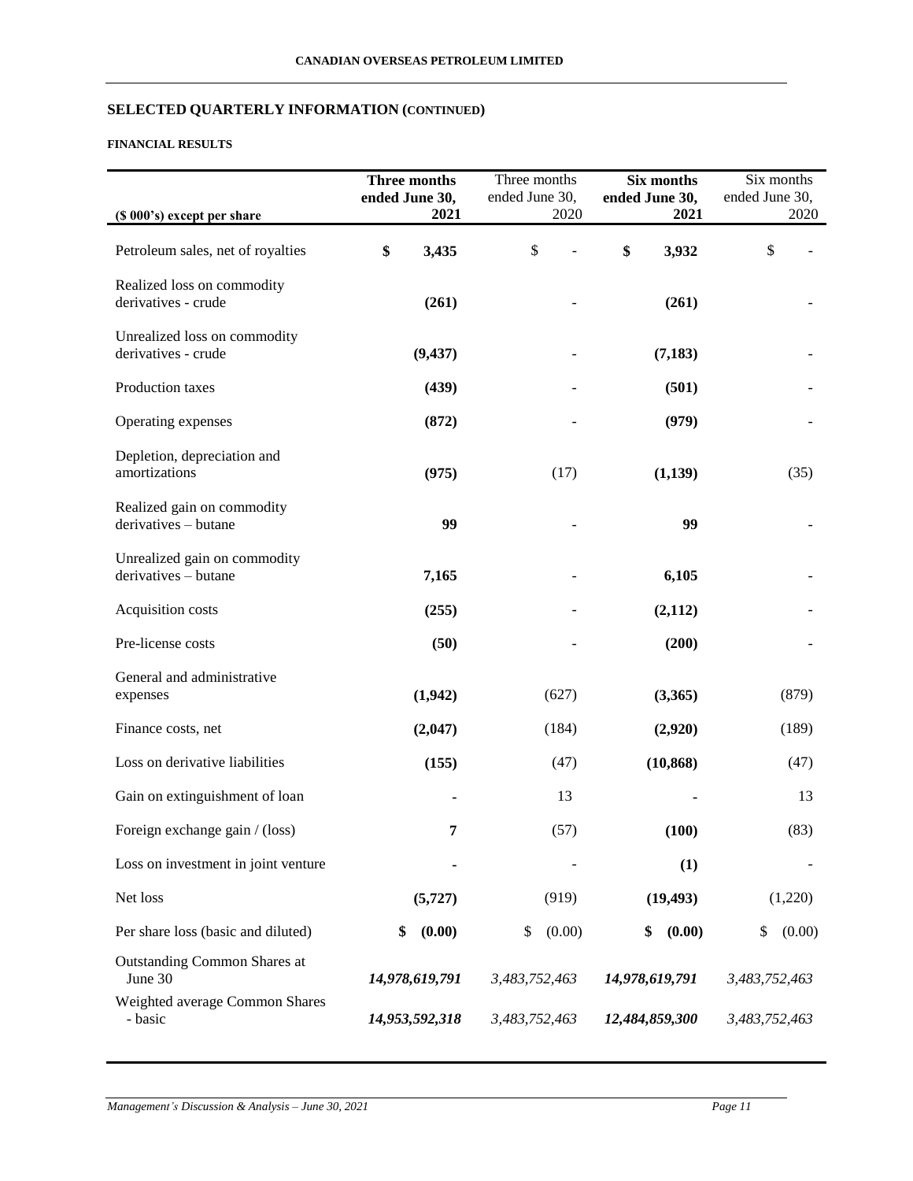## SELECTED QUARTERLY INFORMATION (CONTINUED)

### FINANCIAL RESULTS

| ($ 000's) except per share | **Three months ended June 30, 2021** | Three months ended June 30, 2020 | **Six months ended June 30, 2021** | Six months ended June 30, 2020 |
|---|---|---|---|---|
| Petroleum sales, net of royalties | **$ 3,435** | $ - | **$ 3,932** | $ - |
| Realized loss on commodity derivatives - crude | **(261)** | - | **(261)** | - |
| Unrealized loss on commodity derivatives - crude | **(9,437)** | - | **(7,183)** | - |
| Production taxes | **(439)** | - | **(501)** | - |
| Operating expenses | **(872)** | - | **(979)** | - |
| Depletion, depreciation and amortizations | **(975)** | (17) | **(1,139)** | (35) |
| Realized gain on commodity derivatives – butane | **99** | - | **99** | - |
| Unrealized gain on commodity derivatives – butane | **7,165** | - | **6,105** | - |
| Acquisition costs | **(255)** | - | **(2,112)** | - |
| Pre-license costs | **(50)** | - | **(200)** | - |
| General and administrative expenses | **(1,942)** | (627) | **(3,365)** | (879) |
| Finance costs, net | **(2,047)** | (184) | **(2,920)** | (189) |
| Loss on derivative liabilities | **(155)** | (47) | **(10,868)** | (47) |
| Gain on extinguishment of loan | **-** | 13 | **-** | 13 |
| Foreign exchange gain / (loss) | **7** | (57) | **(100)** | (83) |
| Loss on investment in joint venture | **-** | - | **(1)** | - |
| Net loss | **(5,727)** | (919) | **(19,493)** | (1,220) |
| Per share loss (basic and diluted) | **$ (0.00)** | $ (0.00) | **$ (0.00)** | $ (0.00) |
| Outstanding Common Shares at June 30 | ***14,978,619,791*** | *3,483,752,463* | ***14,978,619,791*** | *3,483,752,463* |
| Weighted average Common Shares - basic | ***14,953,592,318*** | *3,483,752,463* | ***12,484,859,300*** | *3,483,752,463* |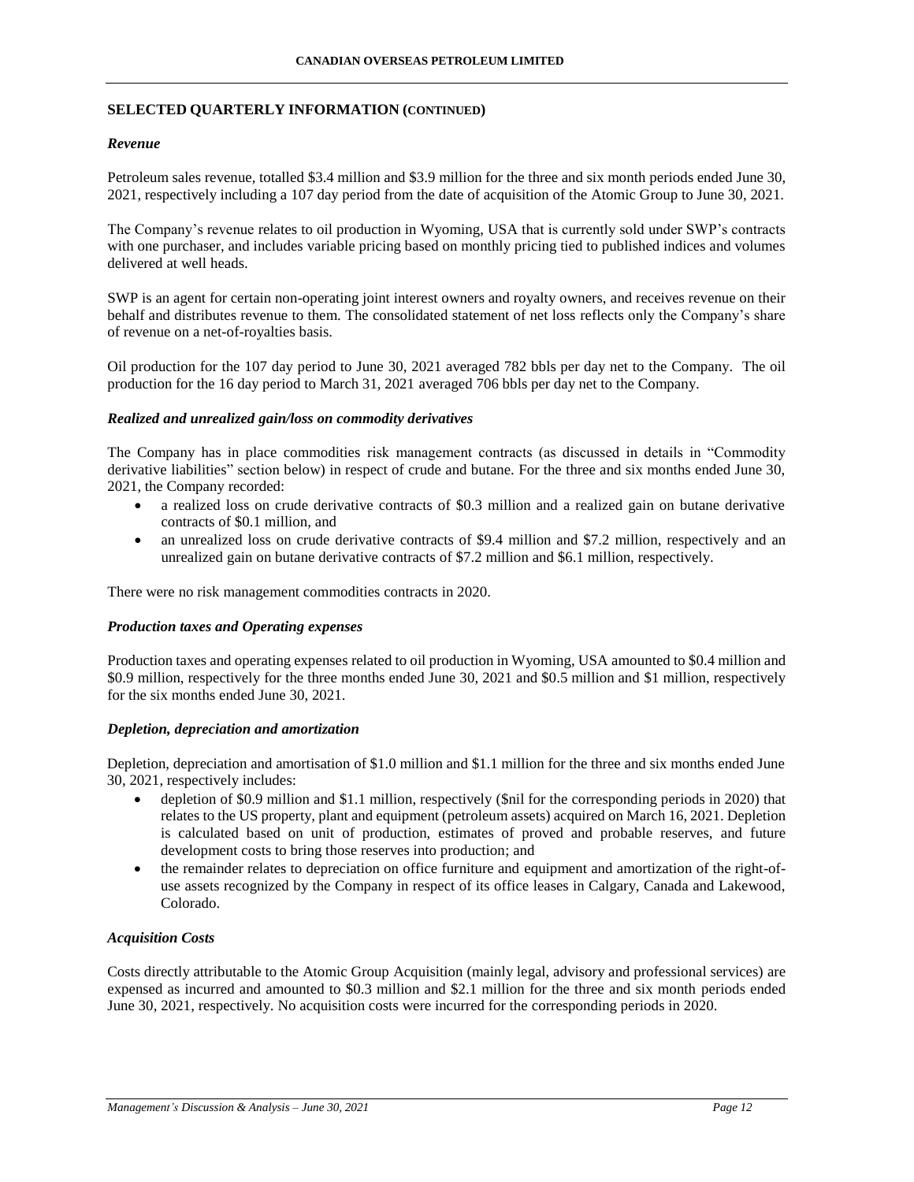## SELECTED QUARTERLY INFORMATION (CONTINUED)

### *Revenue*

Petroleum sales revenue, totalled \$3.4 million and \$3.9 million for the three and six month periods ended June 30, 2021, respectively including a 107 day period from the date of acquisition of the Atomic Group to June 30, 2021.

The Company's revenue relates to oil production in Wyoming, USA that is currently sold under SWP's contracts with one purchaser, and includes variable pricing based on monthly pricing tied to published indices and volumes delivered at well heads.

SWP is an agent for certain non-operating joint interest owners and royalty owners, and receives revenue on their behalf and distributes revenue to them. The consolidated statement of net loss reflects only the Company's share of revenue on a net-of-royalties basis.

Oil production for the 107 day period to June 30, 2021 averaged 782 bbls per day net to the Company. The oil production for the 16 day period to March 31, 2021 averaged 706 bbls per day net to the Company.

### *Realized and unrealized gain/loss on commodity derivatives*

The Company has in place commodities risk management contracts (as discussed in details in "Commodity derivative liabilities" section below) in respect of crude and butane. For the three and six months ended June 30, 2021, the Company recorded:

- a realized loss on crude derivative contracts of \$0.3 million and a realized gain on butane derivative contracts of \$0.1 million, and
- an unrealized loss on crude derivative contracts of \$9.4 million and \$7.2 million, respectively and an unrealized gain on butane derivative contracts of \$7.2 million and \$6.1 million, respectively.

There were no risk management commodities contracts in 2020.

### *Production taxes and Operating expenses*

Production taxes and operating expenses related to oil production in Wyoming, USA amounted to \$0.4 million and \$0.9 million, respectively for the three months ended June 30, 2021 and \$0.5 million and \$1 million, respectively for the six months ended June 30, 2021.

### *Depletion, depreciation and amortization*

Depletion, depreciation and amortisation of \$1.0 million and \$1.1 million for the three and six months ended June 30, 2021, respectively includes:

- depletion of \$0.9 million and \$1.1 million, respectively (\$nil for the corresponding periods in 2020) that relates to the US property, plant and equipment (petroleum assets) acquired on March 16, 2021. Depletion is calculated based on unit of production, estimates of proved and probable reserves, and future development costs to bring those reserves into production; and
- the remainder relates to depreciation on office furniture and equipment and amortization of the right-of-use assets recognized by the Company in respect of its office leases in Calgary, Canada and Lakewood, Colorado.

### *Acquisition Costs*

Costs directly attributable to the Atomic Group Acquisition (mainly legal, advisory and professional services) are expensed as incurred and amounted to \$0.3 million and \$2.1 million for the three and six month periods ended June 30, 2021, respectively. No acquisition costs were incurred for the corresponding periods in 2020.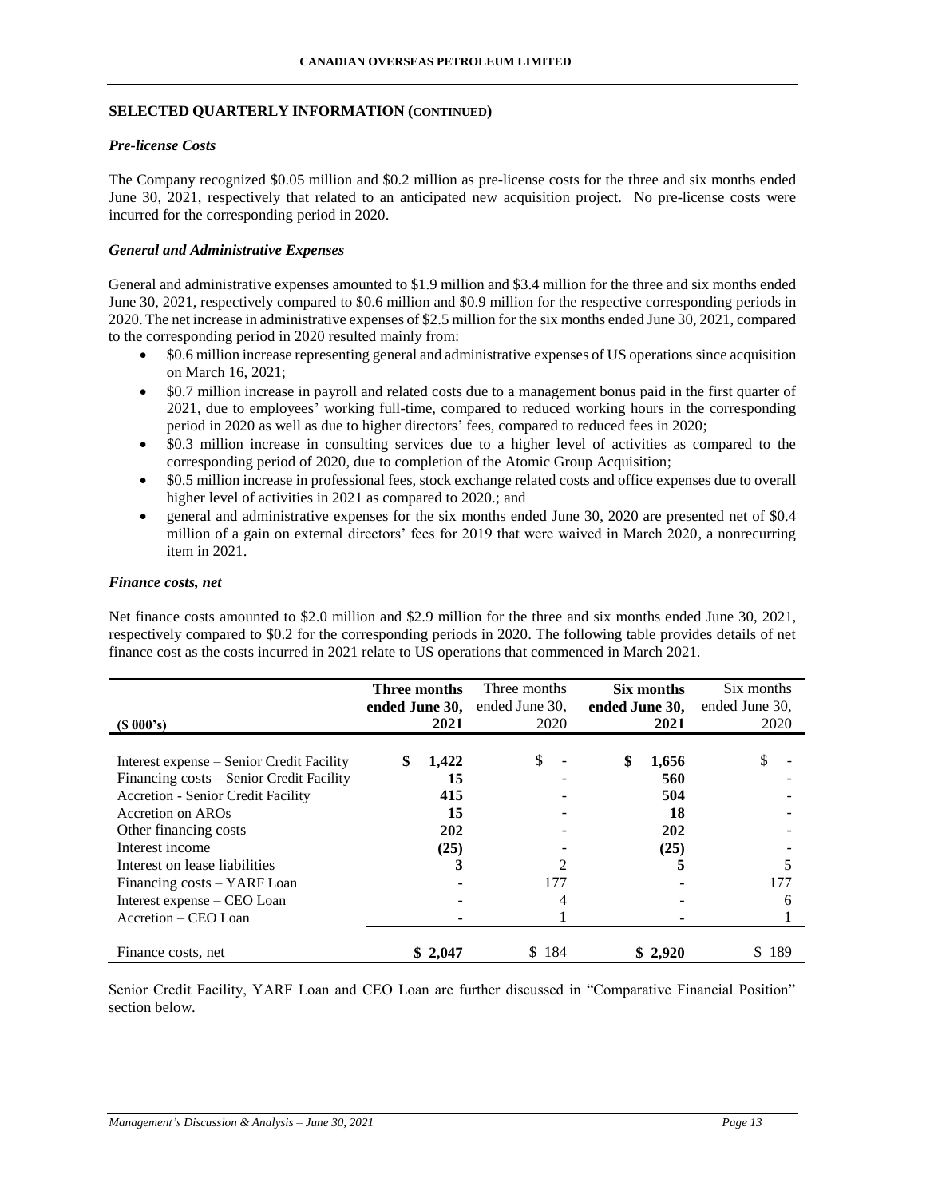## SELECTED QUARTERLY INFORMATION (CONTINUED)

### *Pre-license Costs*

The Company recognized \$0.05 million and \$0.2 million as pre-license costs for the three and six months ended June 30, 2021, respectively that related to an anticipated new acquisition project. No pre-license costs were incurred for the corresponding period in 2020.

### *General and Administrative Expenses*

General and administrative expenses amounted to \$1.9 million and \$3.4 million for the three and six months ended June 30, 2021, respectively compared to \$0.6 million and \$0.9 million for the respective corresponding periods in 2020. The net increase in administrative expenses of \$2.5 million for the six months ended June 30, 2021, compared to the corresponding period in 2020 resulted mainly from:

- \$0.6 million increase representing general and administrative expenses of US operations since acquisition on March 16, 2021;
- \$0.7 million increase in payroll and related costs due to a management bonus paid in the first quarter of 2021, due to employees' working full-time, compared to reduced working hours in the corresponding period in 2020 as well as due to higher directors' fees, compared to reduced fees in 2020;
- \$0.3 million increase in consulting services due to a higher level of activities as compared to the corresponding period of 2020, due to completion of the Atomic Group Acquisition;
- \$0.5 million increase in professional fees, stock exchange related costs and office expenses due to overall higher level of activities in 2021 as compared to 2020.; and
- general and administrative expenses for the six months ended June 30, 2020 are presented net of \$0.4 million of a gain on external directors' fees for 2019 that were waived in March 2020, a nonrecurring item in 2021.

### *Finance costs, net*

Net finance costs amounted to \$2.0 million and \$2.9 million for the three and six months ended June 30, 2021, respectively compared to \$0.2 for the corresponding periods in 2020. The following table provides details of net finance cost as the costs incurred in 2021 relate to US operations that commenced in March 2021.

| (\$ 000's) | **Three months ended June 30, 2021** | Three months ended June 30, 2020 | **Six months ended June 30, 2021** | Six months ended June 30, 2020 |
|---|---|---|---|---|
| Interest expense – Senior Credit Facility | **\$ 1,422** | \$ - | **\$ 1,656** | \$ - |
| Financing costs – Senior Credit Facility | **15** | - | **560** | - |
| Accretion - Senior Credit Facility | **415** | - | **504** | - |
| Accretion on AROs | **15** | - | **18** | - |
| Other financing costs | **202** | - | **202** | - |
| Interest income | **(25)** | - | **(25)** | - |
| Interest on lease liabilities | **3** | 2 | **5** | 5 |
| Financing costs – YARF Loan | - | 177 | - | 177 |
| Interest expense – CEO Loan | - | 4 | - | 6 |
| Accretion – CEO Loan | - | 1 | - | 1 |
| Finance costs, net | **\$ 2,047** | \$ 184 | **\$ 2,920** | \$ 189 |

Senior Credit Facility, YARF Loan and CEO Loan are further discussed in "Comparative Financial Position" section below.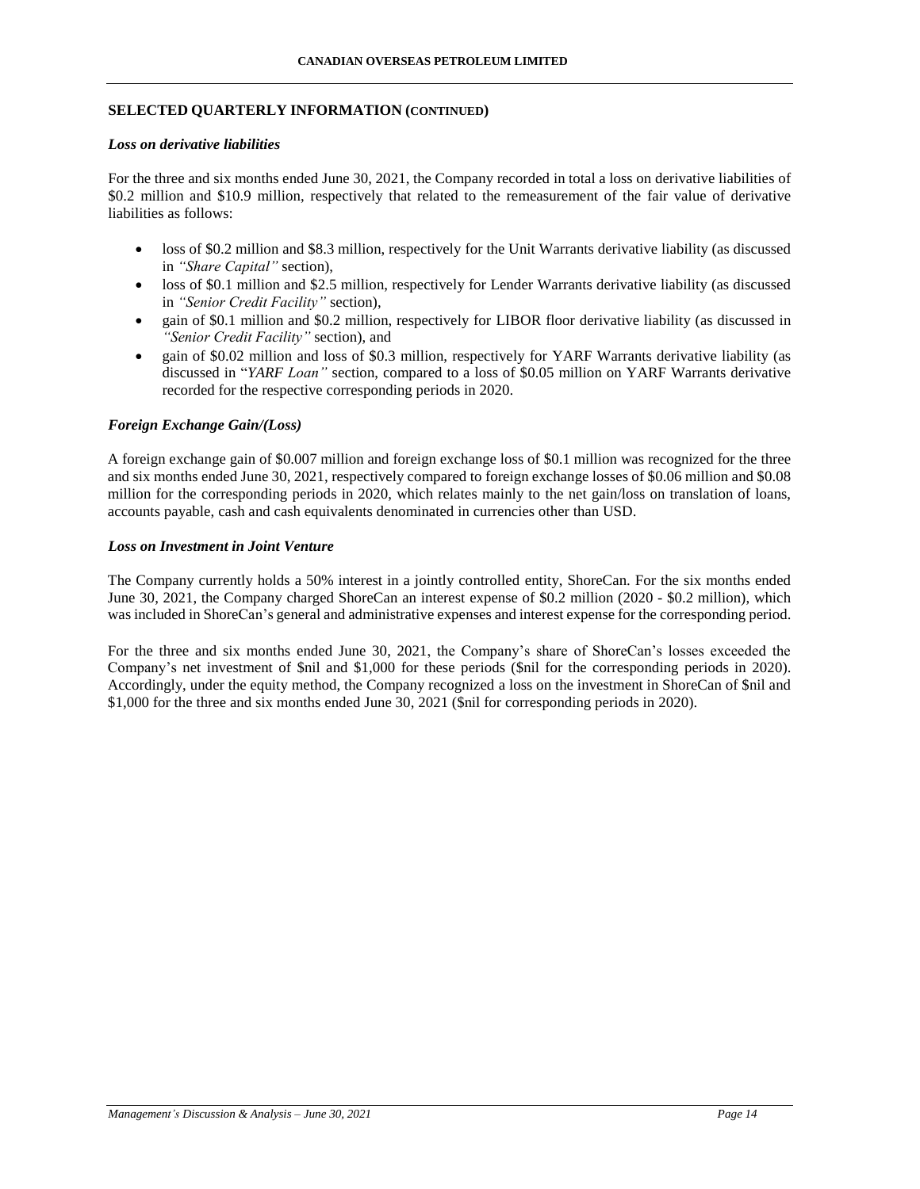## SELECTED QUARTERLY INFORMATION (CONTINUED)

### *Loss on derivative liabilities*

For the three and six months ended June 30, 2021, the Company recorded in total a loss on derivative liabilities of \$0.2 million and \$10.9 million, respectively that related to the remeasurement of the fair value of derivative liabilities as follows:

- loss of \$0.2 million and \$8.3 million, respectively for the Unit Warrants derivative liability (as discussed in *"Share Capital"* section),
- loss of \$0.1 million and \$2.5 million, respectively for Lender Warrants derivative liability (as discussed in *"Senior Credit Facility"* section),
- gain of \$0.1 million and \$0.2 million, respectively for LIBOR floor derivative liability (as discussed in *"Senior Credit Facility"* section), and
- gain of \$0.02 million and loss of \$0.3 million, respectively for YARF Warrants derivative liability (as discussed in "*YARF Loan"* section, compared to a loss of \$0.05 million on YARF Warrants derivative recorded for the respective corresponding periods in 2020.

### *Foreign Exchange Gain/(Loss)*

A foreign exchange gain of \$0.007 million and foreign exchange loss of \$0.1 million was recognized for the three and six months ended June 30, 2021, respectively compared to foreign exchange losses of \$0.06 million and \$0.08 million for the corresponding periods in 2020, which relates mainly to the net gain/loss on translation of loans, accounts payable, cash and cash equivalents denominated in currencies other than USD.

### *Loss on Investment in Joint Venture*

The Company currently holds a 50% interest in a jointly controlled entity, ShoreCan. For the six months ended June 30, 2021, the Company charged ShoreCan an interest expense of \$0.2 million (2020 - \$0.2 million), which was included in ShoreCan's general and administrative expenses and interest expense for the corresponding period.

For the three and six months ended June 30, 2021, the Company's share of ShoreCan's losses exceeded the Company's net investment of \$nil and \$1,000 for these periods (\$nil for the corresponding periods in 2020). Accordingly, under the equity method, the Company recognized a loss on the investment in ShoreCan of \$nil and \$1,000 for the three and six months ended June 30, 2021 (\$nil for corresponding periods in 2020).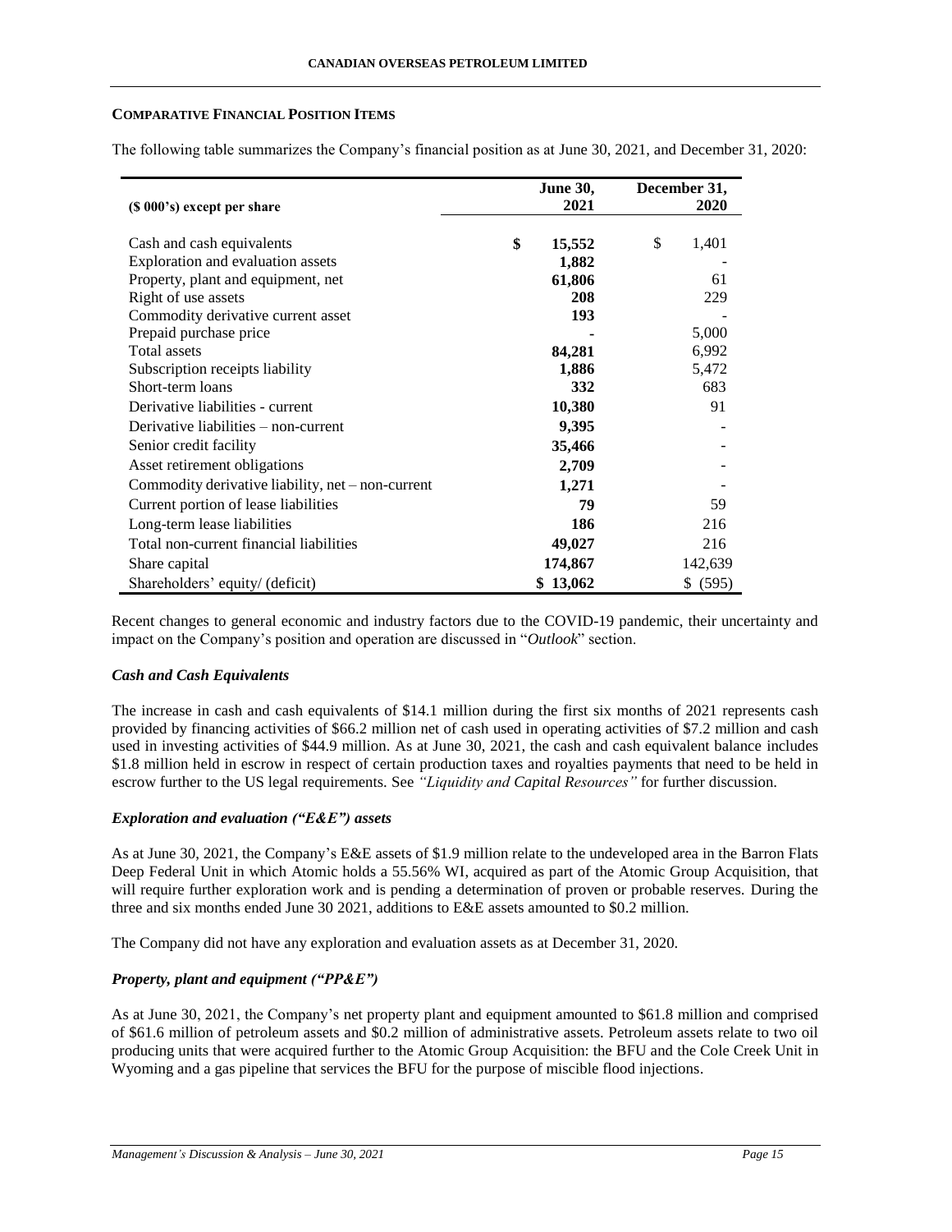## COMPARATIVE FINANCIAL POSITION ITEMS

The following table summarizes the Company's financial position as at June 30, 2021, and December 31, 2020:

| ($ 000's) except per share | June 30, 2021 | December 31, 2020 |
|---|---|---|
| Cash and cash equivalents | **$ 15,552** | $ 1,401 |
| Exploration and evaluation assets | **1,882** | - |
| Property, plant and equipment, net | **61,806** | 61 |
| Right of use assets | **208** | 229 |
| Commodity derivative current asset | **193** | - |
| Prepaid purchase price | **-** | 5,000 |
| Total assets | **84,281** | 6,992 |
| Subscription receipts liability | **1,886** | 5,472 |
| Short-term loans | **332** | 683 |
| Derivative liabilities - current | **10,380** | 91 |
| Derivative liabilities – non-current | **9,395** | - |
| Senior credit facility | **35,466** | - |
| Asset retirement obligations | **2,709** | - |
| Commodity derivative liability, net – non-current | **1,271** | - |
| Current portion of lease liabilities | **79** | 59 |
| Long-term lease liabilities | **186** | 216 |
| Total non-current financial liabilities | **49,027** | 216 |
| Share capital | **174,867** | 142,639 |
| Shareholders' equity/ (deficit) | **$ 13,062** | $ (595) |

Recent changes to general economic and industry factors due to the COVID-19 pandemic, their uncertainty and impact on the Company's position and operation are discussed in "*Outlook*" section.

### *Cash and Cash Equivalents*

The increase in cash and cash equivalents of $14.1 million during the first six months of 2021 represents cash provided by financing activities of $66.2 million net of cash used in operating activities of $7.2 million and cash used in investing activities of $44.9 million. As at June 30, 2021, the cash and cash equivalent balance includes $1.8 million held in escrow in respect of certain production taxes and royalties payments that need to be held in escrow further to the US legal requirements. See *"Liquidity and Capital Resources"* for further discussion.

### *Exploration and evaluation ("E&E") assets*

As at June 30, 2021, the Company's E&E assets of $1.9 million relate to the undeveloped area in the Barron Flats Deep Federal Unit in which Atomic holds a 55.56% WI, acquired as part of the Atomic Group Acquisition, that will require further exploration work and is pending a determination of proven or probable reserves. During the three and six months ended June 30 2021, additions to E&E assets amounted to $0.2 million.

The Company did not have any exploration and evaluation assets as at December 31, 2020.

### *Property, plant and equipment ("PP&E")*

As at June 30, 2021, the Company's net property plant and equipment amounted to $61.8 million and comprised of $61.6 million of petroleum assets and $0.2 million of administrative assets. Petroleum assets relate to two oil producing units that were acquired further to the Atomic Group Acquisition: the BFU and the Cole Creek Unit in Wyoming and a gas pipeline that services the BFU for the purpose of miscible flood injections.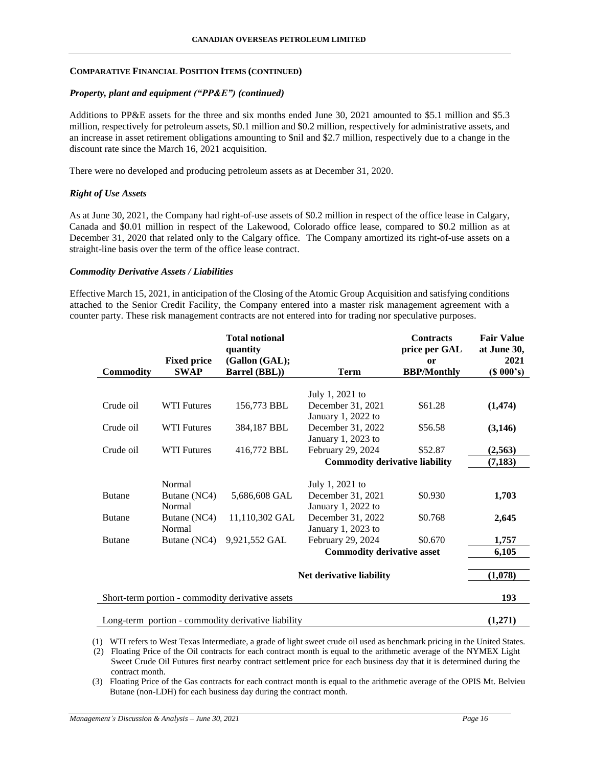## COMPARATIVE FINANCIAL POSITION ITEMS (CONTINUED)

### *Property, plant and equipment ("PP&E") (continued)*

Additions to PP&E assets for the three and six months ended June 30, 2021 amounted to $5.1 million and $5.3 million, respectively for petroleum assets, $0.1 million and $0.2 million, respectively for administrative assets, and an increase in asset retirement obligations amounting to $nil and $2.7 million, respectively due to a change in the discount rate since the March 16, 2021 acquisition.

There were no developed and producing petroleum assets as at December 31, 2020.

### *Right of Use Assets*

As at June 30, 2021, the Company had right-of-use assets of $0.2 million in respect of the office lease in Calgary, Canada and $0.01 million in respect of the Lakewood, Colorado office lease, compared to $0.2 million as at December 31, 2020 that related only to the Calgary office. The Company amortized its right-of-use assets on a straight-line basis over the term of the office lease contract.

### *Commodity Derivative Assets / Liabilities*

Effective March 15, 2021, in anticipation of the Closing of the Atomic Group Acquisition and satisfying conditions attached to the Senior Credit Facility, the Company entered into a master risk management agreement with a counter party. These risk management contracts are not entered into for trading nor speculative purposes.

| Commodity | Fixed price SWAP | Total notional quantity (Gallon (GAL); Barrel (BBL)) | Term | Contracts price per GAL or BBP/Monthly | Fair Value at June 30, 2021 ($ 000's) |
|---|---|---|---|---|---|
| Crude oil | WTI Futures | 156,773 BBL | July 1, 2021 to December 31, 2021 | $61.28 | **(1,474)** |
| Crude oil | WTI Futures | 384,187 BBL | January 1, 2022 to December 31, 2022 | $56.58 | **(3,146)** |
| Crude oil | WTI Futures | 416,772 BBL | January 1, 2023 to February 29, 2024 | $52.87 | **(2,563)** |
| | | | **Commodity derivative liability** | | **(7,183)** |
| Butane | Normal Butane (NC4) | 5,686,608 GAL | July 1, 2021 to December 31, 2021 | $0.930 | **1,703** |
| Butane | Normal Butane (NC4) | 11,110,302 GAL | January 1, 2022 to December 31, 2022 | $0.768 | **2,645** |
| Butane | Normal Butane (NC4) | 9,921,552 GAL | January 1, 2023 to February 29, 2024 | $0.670 | **1,757** |
| | | | **Commodity derivative asset** | | **6,105** |
| | | | **Net derivative liability** | | **(1,078)** |
| Short-term portion - commodity derivative assets | | | | | **193** |
| Long-term portion - commodity derivative liability | | | | | **(1,271)** |

(1) WTI refers to West Texas Intermediate, a grade of light sweet crude oil used as benchmark pricing in the United States.

(2) Floating Price of the Oil contracts for each contract month is equal to the arithmetic average of the NYMEX Light Sweet Crude Oil Futures first nearby contract settlement price for each business day that it is determined during the contract month.

(3) Floating Price of the Gas contracts for each contract month is equal to the arithmetic average of the OPIS Mt. Belvieu Butane (non-LDH) for each business day during the contract month.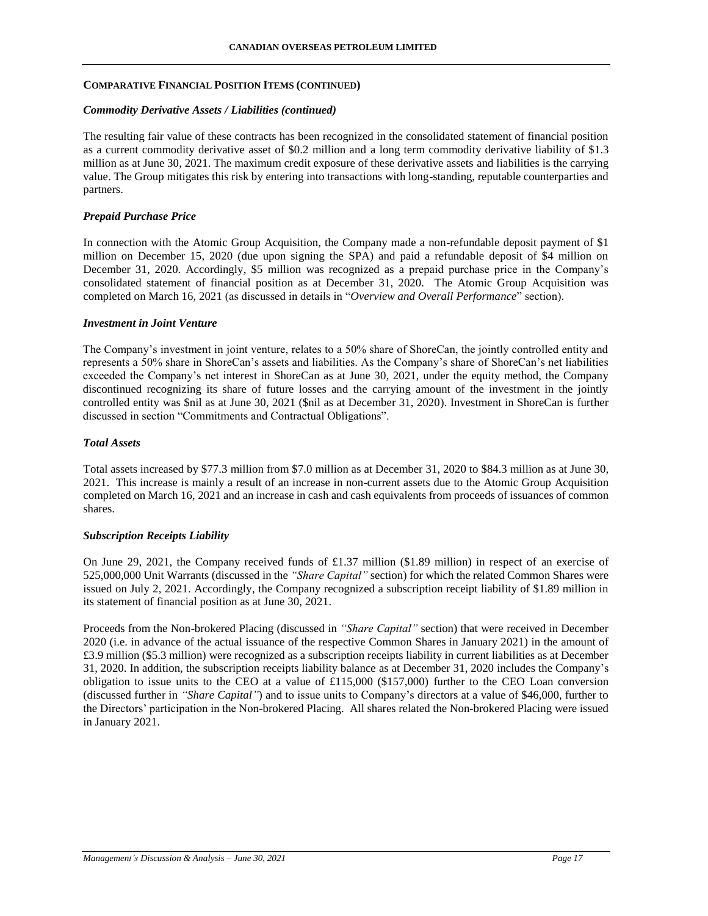## COMPARATIVE FINANCIAL POSITION ITEMS (CONTINUED)

### *Commodity Derivative Assets / Liabilities (continued)*

The resulting fair value of these contracts has been recognized in the consolidated statement of financial position as a current commodity derivative asset of $0.2 million and a long term commodity derivative liability of $1.3 million as at June 30, 2021. The maximum credit exposure of these derivative assets and liabilities is the carrying value. The Group mitigates this risk by entering into transactions with long-standing, reputable counterparties and partners.

### *Prepaid Purchase Price*

In connection with the Atomic Group Acquisition, the Company made a non-refundable deposit payment of $1 million on December 15, 2020 (due upon signing the SPA) and paid a refundable deposit of $4 million on December 31, 2020. Accordingly, $5 million was recognized as a prepaid purchase price in the Company's consolidated statement of financial position as at December 31, 2020. The Atomic Group Acquisition was completed on March 16, 2021 (as discussed in details in "*Overview and Overall Performance*" section).

### *Investment in Joint Venture*

The Company's investment in joint venture, relates to a 50% share of ShoreCan, the jointly controlled entity and represents a 50% share in ShoreCan's assets and liabilities. As the Company's share of ShoreCan's net liabilities exceeded the Company's net interest in ShoreCan as at June 30, 2021, under the equity method, the Company discontinued recognizing its share of future losses and the carrying amount of the investment in the jointly controlled entity was $nil as at June 30, 2021 ($nil as at December 31, 2020). Investment in ShoreCan is further discussed in section "Commitments and Contractual Obligations".

### *Total Assets*

Total assets increased by $77.3 million from $7.0 million as at December 31, 2020 to $84.3 million as at June 30, 2021. This increase is mainly a result of an increase in non-current assets due to the Atomic Group Acquisition completed on March 16, 2021 and an increase in cash and cash equivalents from proceeds of issuances of common shares.

### *Subscription Receipts Liability*

On June 29, 2021, the Company received funds of £1.37 million ($1.89 million) in respect of an exercise of 525,000,000 Unit Warrants (discussed in the *"Share Capital"* section) for which the related Common Shares were issued on July 2, 2021. Accordingly, the Company recognized a subscription receipt liability of $1.89 million in its statement of financial position as at June 30, 2021.

Proceeds from the Non-brokered Placing (discussed in *"Share Capital"* section) that were received in December 2020 (i.e. in advance of the actual issuance of the respective Common Shares in January 2021) in the amount of £3.9 million ($5.3 million) were recognized as a subscription receipts liability in current liabilities as at December 31, 2020. In addition, the subscription receipts liability balance as at December 31, 2020 includes the Company's obligation to issue units to the CEO at a value of £115,000 ($157,000) further to the CEO Loan conversion (discussed further in *"Share Capital"*) and to issue units to Company's directors at a value of $46,000, further to the Directors' participation in the Non-brokered Placing. All shares related the Non-brokered Placing were issued in January 2021.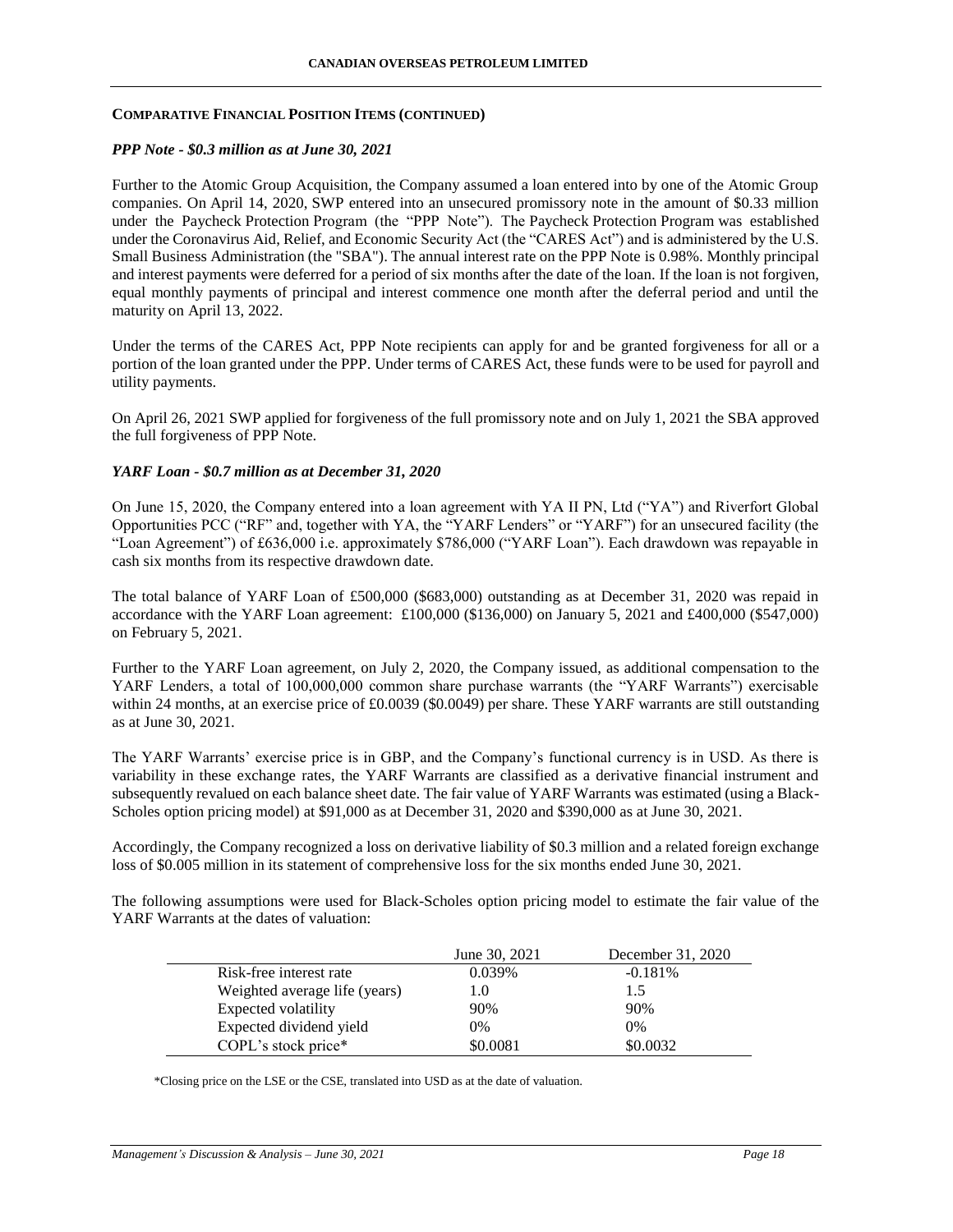## COMPARATIVE FINANCIAL POSITION ITEMS (CONTINUED)

### *PPP Note - $0.3 million as at June 30, 2021*

Further to the Atomic Group Acquisition, the Company assumed a loan entered into by one of the Atomic Group companies. On April 14, 2020, SWP entered into an unsecured promissory note in the amount of $0.33 million under the Paycheck Protection Program (the "PPP Note"). The Paycheck Protection Program was established under the Coronavirus Aid, Relief, and Economic Security Act (the "CARES Act") and is administered by the U.S. Small Business Administration (the "SBA"). The annual interest rate on the PPP Note is 0.98%. Monthly principal and interest payments were deferred for a period of six months after the date of the loan. If the loan is not forgiven, equal monthly payments of principal and interest commence one month after the deferral period and until the maturity on April 13, 2022.

Under the terms of the CARES Act, PPP Note recipients can apply for and be granted forgiveness for all or a portion of the loan granted under the PPP. Under terms of CARES Act, these funds were to be used for payroll and utility payments.

On April 26, 2021 SWP applied for forgiveness of the full promissory note and on July 1, 2021 the SBA approved the full forgiveness of PPP Note.

### *YARF Loan - $0.7 million as at December 31, 2020*

On June 15, 2020, the Company entered into a loan agreement with YA II PN, Ltd ("YA") and Riverfort Global Opportunities PCC ("RF" and, together with YA, the "YARF Lenders" or "YARF") for an unsecured facility (the "Loan Agreement") of £636,000 i.e. approximately $786,000 ("YARF Loan"). Each drawdown was repayable in cash six months from its respective drawdown date.

The total balance of YARF Loan of £500,000 ($683,000) outstanding as at December 31, 2020 was repaid in accordance with the YARF Loan agreement: £100,000 ($136,000) on January 5, 2021 and £400,000 ($547,000) on February 5, 2021.

Further to the YARF Loan agreement, on July 2, 2020, the Company issued, as additional compensation to the YARF Lenders, a total of 100,000,000 common share purchase warrants (the "YARF Warrants") exercisable within 24 months, at an exercise price of £0.0039 ($0.0049) per share. These YARF warrants are still outstanding as at June 30, 2021.

The YARF Warrants' exercise price is in GBP, and the Company's functional currency is in USD. As there is variability in these exchange rates, the YARF Warrants are classified as a derivative financial instrument and subsequently revalued on each balance sheet date. The fair value of YARF Warrants was estimated (using a Black-Scholes option pricing model) at $91,000 as at December 31, 2020 and $390,000 as at June 30, 2021.

Accordingly, the Company recognized a loss on derivative liability of $0.3 million and a related foreign exchange loss of $0.005 million in its statement of comprehensive loss for the six months ended June 30, 2021.

The following assumptions were used for Black-Scholes option pricing model to estimate the fair value of the YARF Warrants at the dates of valuation:

| | June 30, 2021 | December 31, 2020 |
|---|---|---|
| Risk-free interest rate | 0.039% | -0.181% |
| Weighted average life (years) | 1.0 | 1.5 |
| Expected volatility | 90% | 90% |
| Expected dividend yield | 0% | 0% |
| COPL's stock price* | $0.0081 | $0.0032 |

*Closing price on the LSE or the CSE, translated into USD as at the date of valuation.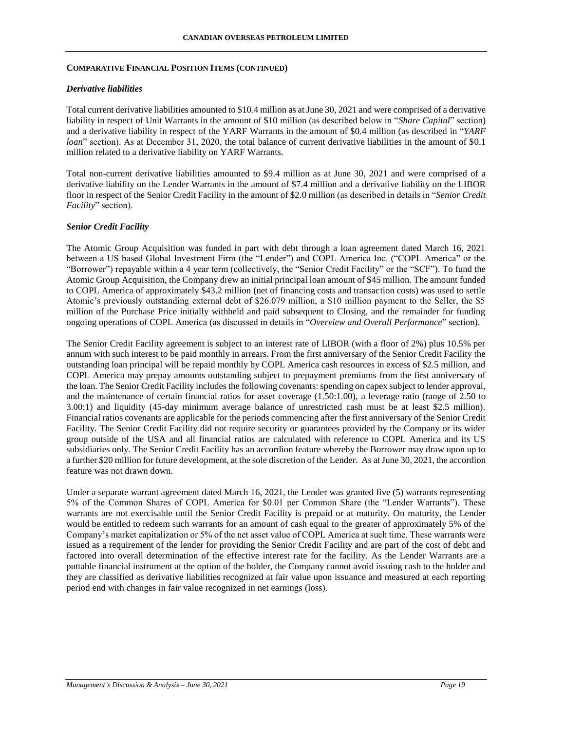## COMPARATIVE FINANCIAL POSITION ITEMS (CONTINUED)

### *Derivative liabilities*

Total current derivative liabilities amounted to \$10.4 million as at June 30, 2021 and were comprised of a derivative liability in respect of Unit Warrants in the amount of \$10 million (as described below in "*Share Capital*" section) and a derivative liability in respect of the YARF Warrants in the amount of \$0.4 million (as described in "*YARF loan*" section). As at December 31, 2020, the total balance of current derivative liabilities in the amount of \$0.1 million related to a derivative liability on YARF Warrants.

Total non-current derivative liabilities amounted to \$9.4 million as at June 30, 2021 and were comprised of a derivative liability on the Lender Warrants in the amount of \$7.4 million and a derivative liability on the LIBOR floor in respect of the Senior Credit Facility in the amount of \$2.0 million (as described in details in "*Senior Credit Facility*" section).

### *Senior Credit Facility*

The Atomic Group Acquisition was funded in part with debt through a loan agreement dated March 16, 2021 between a US based Global Investment Firm (the "Lender") and COPL America Inc. ("COPL America" or the "Borrower") repayable within a 4 year term (collectively, the "Senior Credit Facility" or the "SCF"). To fund the Atomic Group Acquisition, the Company drew an initial principal loan amount of \$45 million. The amount funded to COPL America of approximately \$43.2 million (net of financing costs and transaction costs) was used to settle Atomic's previously outstanding external debt of \$26.079 million, a \$10 million payment to the Seller, the \$5 million of the Purchase Price initially withheld and paid subsequent to Closing, and the remainder for funding ongoing operations of COPL America (as discussed in details in "*Overview and Overall Performance*" section).

The Senior Credit Facility agreement is subject to an interest rate of LIBOR (with a floor of 2%) plus 10.5% per annum with such interest to be paid monthly in arrears. From the first anniversary of the Senior Credit Facility the outstanding loan principal will be repaid monthly by COPL America cash resources in excess of \$2.5 million, and COPL America may prepay amounts outstanding subject to prepayment premiums from the first anniversary of the loan. The Senior Credit Facility includes the following covenants: spending on capex subject to lender approval, and the maintenance of certain financial ratios for asset coverage (1.50:1.00), a leverage ratio (range of 2.50 to 3.00:1) and liquidity (45-day minimum average balance of unrestricted cash must be at least \$2.5 million). Financial ratios covenants are applicable for the periods commencing after the first anniversary of the Senior Credit Facility. The Senior Credit Facility did not require security or guarantees provided by the Company or its wider group outside of the USA and all financial ratios are calculated with reference to COPL America and its US subsidiaries only. The Senior Credit Facility has an accordion feature whereby the Borrower may draw upon up to a further \$20 million for future development, at the sole discretion of the Lender. As at June 30, 2021, the accordion feature was not drawn down.

Under a separate warrant agreement dated March 16, 2021, the Lender was granted five (5) warrants representing 5% of the Common Shares of COPL America for \$0.01 per Common Share (the "Lender Warrants"). These warrants are not exercisable until the Senior Credit Facility is prepaid or at maturity. On maturity, the Lender would be entitled to redeem such warrants for an amount of cash equal to the greater of approximately 5% of the Company's market capitalization or 5% of the net asset value of COPL America at such time. These warrants were issued as a requirement of the lender for providing the Senior Credit Facility and are part of the cost of debt and factored into overall determination of the effective interest rate for the facility. As the Lender Warrants are a puttable financial instrument at the option of the holder, the Company cannot avoid issuing cash to the holder and they are classified as derivative liabilities recognized at fair value upon issuance and measured at each reporting period end with changes in fair value recognized in net earnings (loss).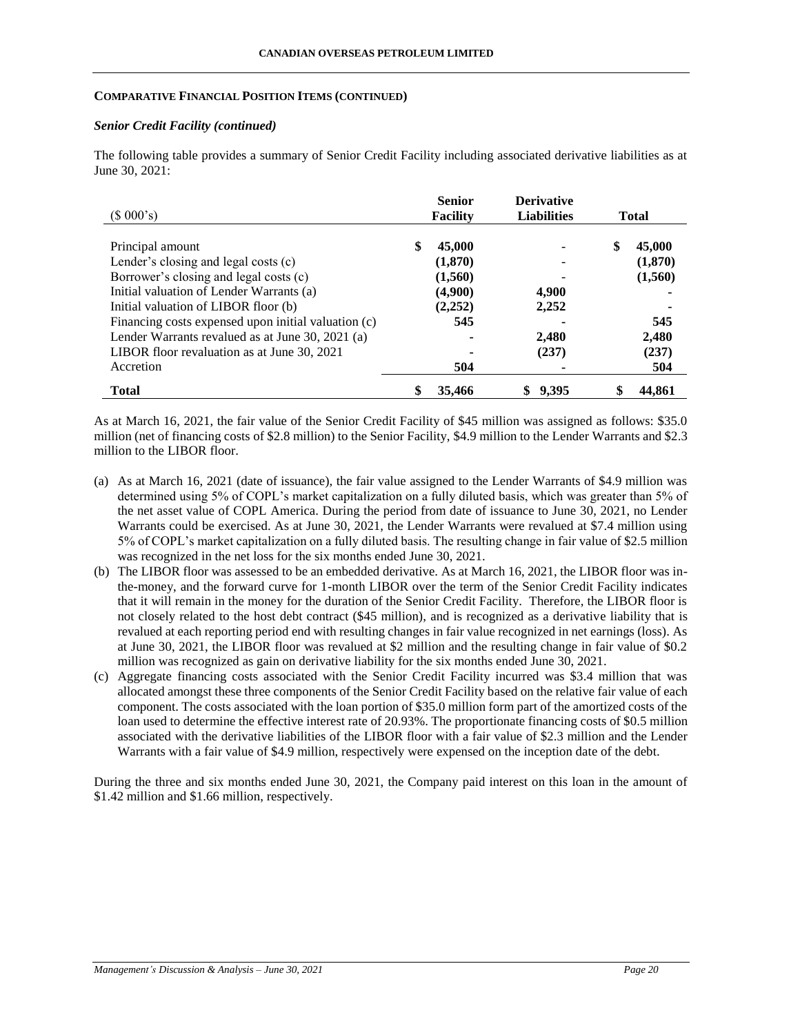**COMPARATIVE FINANCIAL POSITION ITEMS (CONTINUED)**

***Senior Credit Facility (continued)***

The following table provides a summary of Senior Credit Facility including associated derivative liabilities as at June 30, 2021:

| ($ 000's) | Senior Facility | Derivative Liabilities | Total |
|---|---|---|---|
| Principal amount | $ 45,000 | - | $ 45,000 |
| Lender's closing and legal costs (c) | (1,870) | - | (1,870) |
| Borrower's closing and legal costs (c) | (1,560) | - | (1,560) |
| Initial valuation of Lender Warrants (a) | (4,900) | 4,900 | - |
| Initial valuation of LIBOR floor (b) | (2,252) | 2,252 | - |
| Financing costs expensed upon initial valuation (c) | 545 | - | 545 |
| Lender Warrants revalued as at June 30, 2021 (a) | - | 2,480 | 2,480 |
| LIBOR floor revaluation as at June 30, 2021 | - | (237) | (237) |
| Accretion | 504 | - | 504 |
| **Total** | **$ 35,466** | **$ 9,395** | **$ 44,861** |

As at March 16, 2021, the fair value of the Senior Credit Facility of $45 million was assigned as follows: $35.0 million (net of financing costs of $2.8 million) to the Senior Facility, $4.9 million to the Lender Warrants and $2.3 million to the LIBOR floor.

(a) As at March 16, 2021 (date of issuance), the fair value assigned to the Lender Warrants of $4.9 million was determined using 5% of COPL's market capitalization on a fully diluted basis, which was greater than 5% of the net asset value of COPL America. During the period from date of issuance to June 30, 2021, no Lender Warrants could be exercised. As at June 30, 2021, the Lender Warrants were revalued at $7.4 million using 5% of COPL's market capitalization on a fully diluted basis. The resulting change in fair value of $2.5 million was recognized in the net loss for the six months ended June 30, 2021.

(b) The LIBOR floor was assessed to be an embedded derivative. As at March 16, 2021, the LIBOR floor was in-the-money, and the forward curve for 1-month LIBOR over the term of the Senior Credit Facility indicates that it will remain in the money for the duration of the Senior Credit Facility. Therefore, the LIBOR floor is not closely related to the host debt contract ($45 million), and is recognized as a derivative liability that is revalued at each reporting period end with resulting changes in fair value recognized in net earnings (loss). As at June 30, 2021, the LIBOR floor was revalued at $2 million and the resulting change in fair value of $0.2 million was recognized as gain on derivative liability for the six months ended June 30, 2021.

(c) Aggregate financing costs associated with the Senior Credit Facility incurred was $3.4 million that was allocated amongst these three components of the Senior Credit Facility based on the relative fair value of each component. The costs associated with the loan portion of $35.0 million form part of the amortized costs of the loan used to determine the effective interest rate of 20.93%. The proportionate financing costs of $0.5 million associated with the derivative liabilities of the LIBOR floor with a fair value of $2.3 million and the Lender Warrants with a fair value of $4.9 million, respectively were expensed on the inception date of the debt.

During the three and six months ended June 30, 2021, the Company paid interest on this loan in the amount of $1.42 million and $1.66 million, respectively.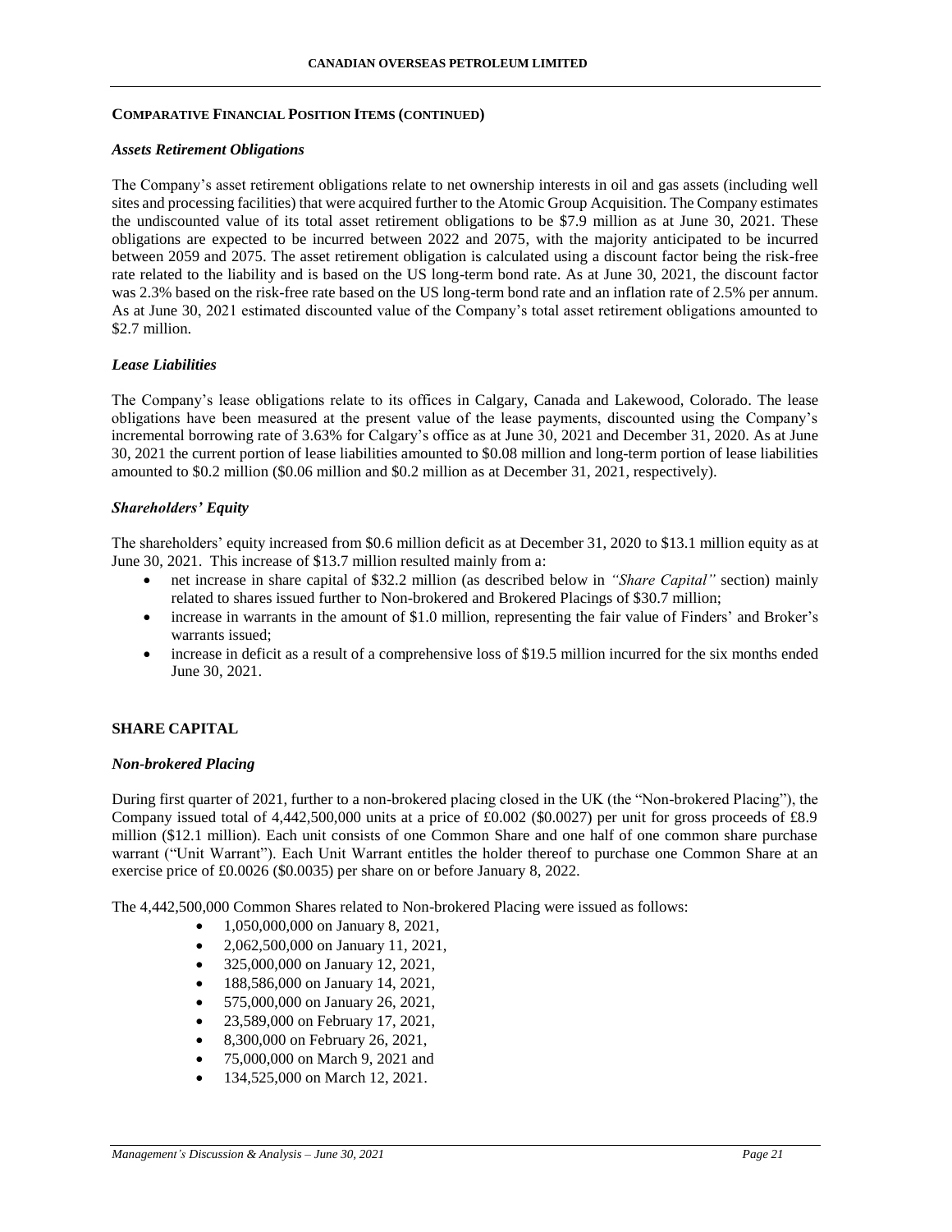## COMPARATIVE FINANCIAL POSITION ITEMS (CONTINUED)

### *Assets Retirement Obligations*

The Company's asset retirement obligations relate to net ownership interests in oil and gas assets (including well sites and processing facilities) that were acquired further to the Atomic Group Acquisition. The Company estimates the undiscounted value of its total asset retirement obligations to be $7.9 million as at June 30, 2021. These obligations are expected to be incurred between 2022 and 2075, with the majority anticipated to be incurred between 2059 and 2075. The asset retirement obligation is calculated using a discount factor being the risk-free rate related to the liability and is based on the US long-term bond rate. As at June 30, 2021, the discount factor was 2.3% based on the risk-free rate based on the US long-term bond rate and an inflation rate of 2.5% per annum. As at June 30, 2021 estimated discounted value of the Company's total asset retirement obligations amounted to $2.7 million.

### *Lease Liabilities*

The Company's lease obligations relate to its offices in Calgary, Canada and Lakewood, Colorado. The lease obligations have been measured at the present value of the lease payments, discounted using the Company's incremental borrowing rate of 3.63% for Calgary's office as at June 30, 2021 and December 31, 2020. As at June 30, 2021 the current portion of lease liabilities amounted to $0.08 million and long-term portion of lease liabilities amounted to $0.2 million ($0.06 million and $0.2 million as at December 31, 2021, respectively).

### *Shareholders' Equity*

The shareholders' equity increased from $0.6 million deficit as at December 31, 2020 to $13.1 million equity as at June 30, 2021. This increase of $13.7 million resulted mainly from a:

- net increase in share capital of $32.2 million (as described below in *"Share Capital"* section) mainly related to shares issued further to Non-brokered and Brokered Placings of $30.7 million;
- increase in warrants in the amount of $1.0 million, representing the fair value of Finders' and Broker's warrants issued;
- increase in deficit as a result of a comprehensive loss of $19.5 million incurred for the six months ended June 30, 2021.

## SHARE CAPITAL

### *Non-brokered Placing*

During first quarter of 2021, further to a non-brokered placing closed in the UK (the "Non-brokered Placing"), the Company issued total of 4,442,500,000 units at a price of £0.002 ($0.0027) per unit for gross proceeds of £8.9 million ($12.1 million). Each unit consists of one Common Share and one half of one common share purchase warrant ("Unit Warrant"). Each Unit Warrant entitles the holder thereof to purchase one Common Share at an exercise price of £0.0026 ($0.0035) per share on or before January 8, 2022.

The 4,442,500,000 Common Shares related to Non-brokered Placing were issued as follows:

- 1,050,000,000 on January 8, 2021,
- 2,062,500,000 on January 11, 2021,
- 325,000,000 on January 12, 2021,
- 188,586,000 on January 14, 2021,
- 575,000,000 on January 26, 2021,
- 23,589,000 on February 17, 2021,
- 8,300,000 on February 26, 2021,
- 75,000,000 on March 9, 2021 and
- 134,525,000 on March 12, 2021.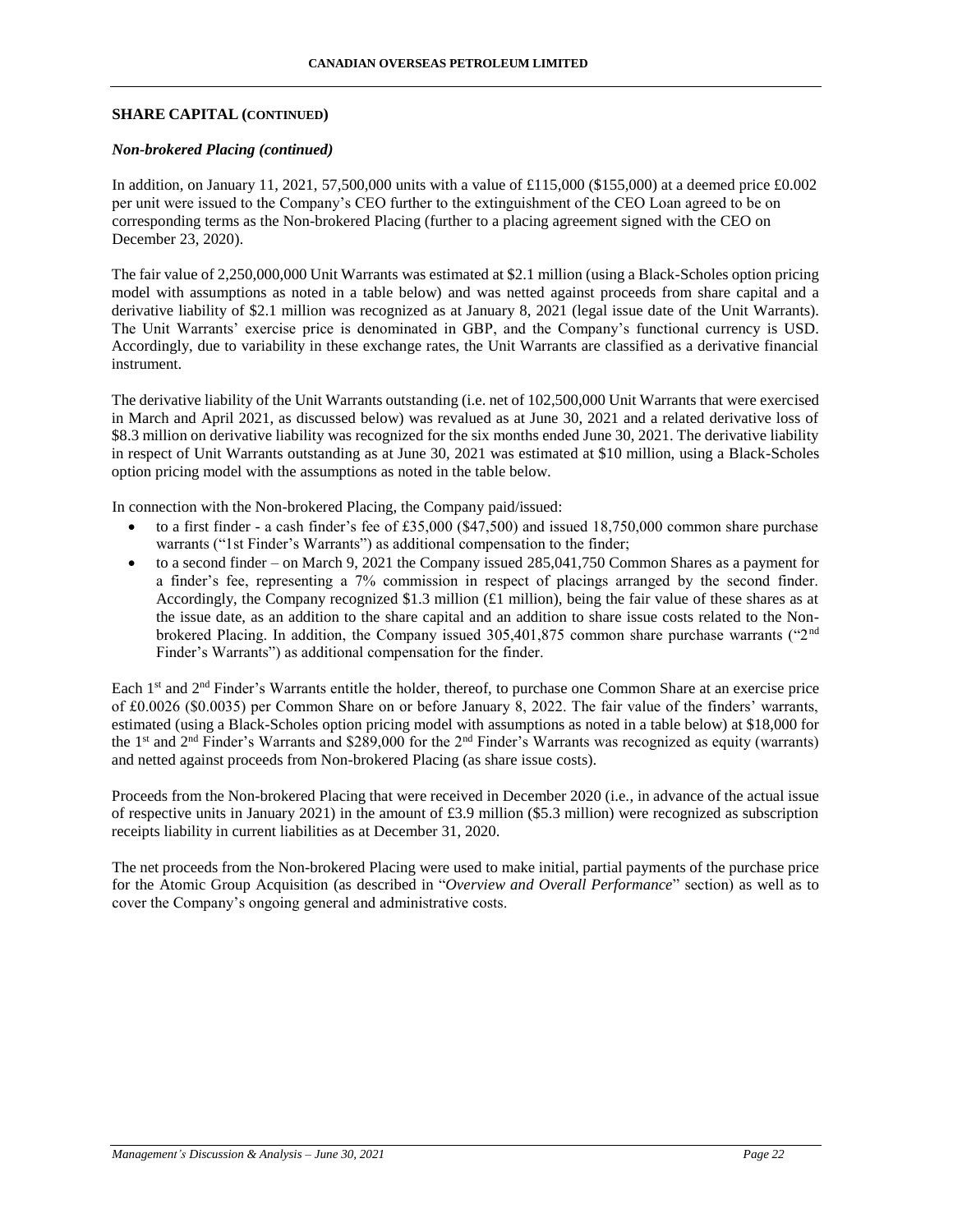## SHARE CAPITAL (CONTINUED)

### *Non-brokered Placing (continued)*

In addition, on January 11, 2021, 57,500,000 units with a value of £115,000 ($155,000) at a deemed price £0.002 per unit were issued to the Company's CEO further to the extinguishment of the CEO Loan agreed to be on corresponding terms as the Non-brokered Placing (further to a placing agreement signed with the CEO on December 23, 2020).

The fair value of 2,250,000,000 Unit Warrants was estimated at $2.1 million (using a Black-Scholes option pricing model with assumptions as noted in a table below) and was netted against proceeds from share capital and a derivative liability of $2.1 million was recognized as at January 8, 2021 (legal issue date of the Unit Warrants). The Unit Warrants' exercise price is denominated in GBP, and the Company's functional currency is USD. Accordingly, due to variability in these exchange rates, the Unit Warrants are classified as a derivative financial instrument.

The derivative liability of the Unit Warrants outstanding (i.e. net of 102,500,000 Unit Warrants that were exercised in March and April 2021, as discussed below) was revalued as at June 30, 2021 and a related derivative loss of $8.3 million on derivative liability was recognized for the six months ended June 30, 2021. The derivative liability in respect of Unit Warrants outstanding as at June 30, 2021 was estimated at $10 million, using a Black-Scholes option pricing model with the assumptions as noted in the table below.

In connection with the Non-brokered Placing, the Company paid/issued:

- to a first finder - a cash finder's fee of £35,000 ($47,500) and issued 18,750,000 common share purchase warrants ("1st Finder's Warrants") as additional compensation to the finder;
- to a second finder – on March 9, 2021 the Company issued 285,041,750 Common Shares as a payment for a finder's fee, representing a 7% commission in respect of placings arranged by the second finder. Accordingly, the Company recognized $1.3 million (£1 million), being the fair value of these shares as at the issue date, as an addition to the share capital and an addition to share issue costs related to the Non-brokered Placing. In addition, the Company issued 305,401,875 common share purchase warrants ("2nd Finder's Warrants") as additional compensation for the finder.

Each 1st and 2nd Finder's Warrants entitle the holder, thereof, to purchase one Common Share at an exercise price of £0.0026 ($0.0035) per Common Share on or before January 8, 2022. The fair value of the finders' warrants, estimated (using a Black-Scholes option pricing model with assumptions as noted in a table below) at $18,000 for the 1st and 2nd Finder's Warrants and $289,000 for the 2nd Finder's Warrants was recognized as equity (warrants) and netted against proceeds from Non-brokered Placing (as share issue costs).

Proceeds from the Non-brokered Placing that were received in December 2020 (i.e., in advance of the actual issue of respective units in January 2021) in the amount of £3.9 million ($5.3 million) were recognized as subscription receipts liability in current liabilities as at December 31, 2020.

The net proceeds from the Non-brokered Placing were used to make initial, partial payments of the purchase price for the Atomic Group Acquisition (as described in "*Overview and Overall Performance*" section) as well as to cover the Company's ongoing general and administrative costs.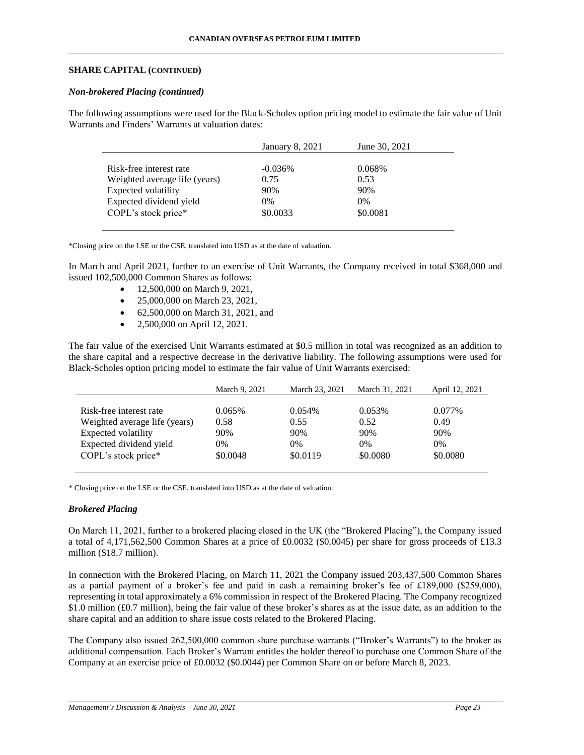## SHARE CAPITAL (CONTINUED)

### *Non-brokered Placing (continued)*

The following assumptions were used for the Black-Scholes option pricing model to estimate the fair value of Unit Warrants and Finders' Warrants at valuation dates:

| | January 8, 2021 | June 30, 2021 |
|---|---|---|
| Risk-free interest rate | -0.036% | 0.068% |
| Weighted average life (years) | 0.75 | 0.53 |
| Expected volatility | 90% | 90% |
| Expected dividend yield | 0% | 0% |
| COPL's stock price* | $0.0033 | $0.0081 |

*Closing price on the LSE or the CSE, translated into USD as at the date of valuation.

In March and April 2021, further to an exercise of Unit Warrants, the Company received in total $368,000 and issued 102,500,000 Common Shares as follows:

- 12,500,000 on March 9, 2021,
- 25,000,000 on March 23, 2021,
- 62,500,000 on March 31, 2021, and
- 2,500,000 on April 12, 2021.

The fair value of the exercised Unit Warrants estimated at $0.5 million in total was recognized as an addition to the share capital and a respective decrease in the derivative liability. The following assumptions were used for Black-Scholes option pricing model to estimate the fair value of Unit Warrants exercised:

| | March 9, 2021 | March 23, 2021 | March 31, 2021 | April 12, 2021 |
|---|---|---|---|---|
| Risk-free interest rate | 0.065% | 0.054% | 0.053% | 0.077% |
| Weighted average life (years) | 0.58 | 0.55 | 0.52 | 0.49 |
| Expected volatility | 90% | 90% | 90% | 90% |
| Expected dividend yield | 0% | 0% | 0% | 0% |
| COPL's stock price* | $0.0048 | $0.0119 | $0.0080 | $0.0080 |

\* Closing price on the LSE or the CSE, translated into USD as at the date of valuation.

### *Brokered Placing*

On March 11, 2021, further to a brokered placing closed in the UK (the "Brokered Placing"), the Company issued a total of 4,171,562,500 Common Shares at a price of £0.0032 ($0.0045) per share for gross proceeds of £13.3 million ($18.7 million).

In connection with the Brokered Placing, on March 11, 2021 the Company issued 203,437,500 Common Shares as a partial payment of a broker's fee and paid in cash a remaining broker's fee of £189,000 ($259,000), representing in total approximately a 6% commission in respect of the Brokered Placing. The Company recognized $1.0 million (£0.7 million), being the fair value of these broker's shares as at the issue date, as an addition to the share capital and an addition to share issue costs related to the Brokered Placing.

The Company also issued 262,500,000 common share purchase warrants ("Broker's Warrants") to the broker as additional compensation. Each Broker's Warrant entitles the holder thereof to purchase one Common Share of the Company at an exercise price of £0.0032 ($0.0044) per Common Share on or before March 8, 2023.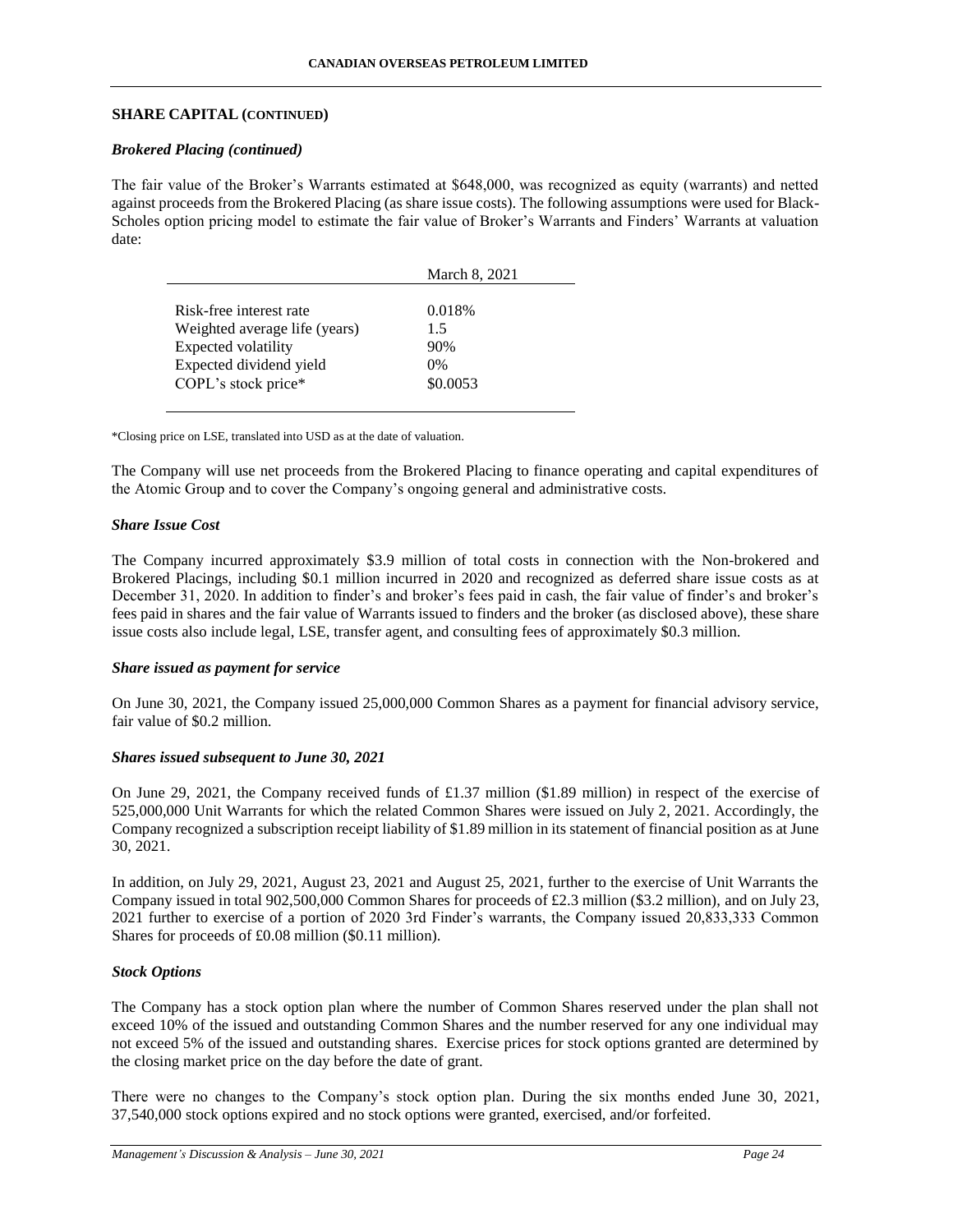## SHARE CAPITAL (CONTINUED)

### *Brokered Placing (continued)*

The fair value of the Broker's Warrants estimated at $648,000, was recognized as equity (warrants) and netted against proceeds from the Brokered Placing (as share issue costs). The following assumptions were used for Black-Scholes option pricing model to estimate the fair value of Broker's Warrants and Finders' Warrants at valuation date:

| | March 8, 2021 |
|---|---|
| Risk-free interest rate | 0.018% |
| Weighted average life (years) | 1.5 |
| Expected volatility | 90% |
| Expected dividend yield | 0% |
| COPL's stock price* | $0.0053 |

*Closing price on LSE, translated into USD as at the date of valuation.

The Company will use net proceeds from the Brokered Placing to finance operating and capital expenditures of the Atomic Group and to cover the Company's ongoing general and administrative costs.

### *Share Issue Cost*

The Company incurred approximately $3.9 million of total costs in connection with the Non-brokered and Brokered Placings, including $0.1 million incurred in 2020 and recognized as deferred share issue costs as at December 31, 2020. In addition to finder's and broker's fees paid in cash, the fair value of finder's and broker's fees paid in shares and the fair value of Warrants issued to finders and the broker (as disclosed above), these share issue costs also include legal, LSE, transfer agent, and consulting fees of approximately $0.3 million.

### *Share issued as payment for service*

On June 30, 2021, the Company issued 25,000,000 Common Shares as a payment for financial advisory service, fair value of $0.2 million.

### *Shares issued subsequent to June 30, 2021*

On June 29, 2021, the Company received funds of £1.37 million ($1.89 million) in respect of the exercise of 525,000,000 Unit Warrants for which the related Common Shares were issued on July 2, 2021. Accordingly, the Company recognized a subscription receipt liability of $1.89 million in its statement of financial position as at June 30, 2021.

In addition, on July 29, 2021, August 23, 2021 and August 25, 2021, further to the exercise of Unit Warrants the Company issued in total 902,500,000 Common Shares for proceeds of £2.3 million ($3.2 million), and on July 23, 2021 further to exercise of a portion of 2020 3rd Finder's warrants, the Company issued 20,833,333 Common Shares for proceeds of £0.08 million ($0.11 million).

### *Stock Options*

The Company has a stock option plan where the number of Common Shares reserved under the plan shall not exceed 10% of the issued and outstanding Common Shares and the number reserved for any one individual may not exceed 5% of the issued and outstanding shares. Exercise prices for stock options granted are determined by the closing market price on the day before the date of grant.

There were no changes to the Company's stock option plan. During the six months ended June 30, 2021, 37,540,000 stock options expired and no stock options were granted, exercised, and/or forfeited.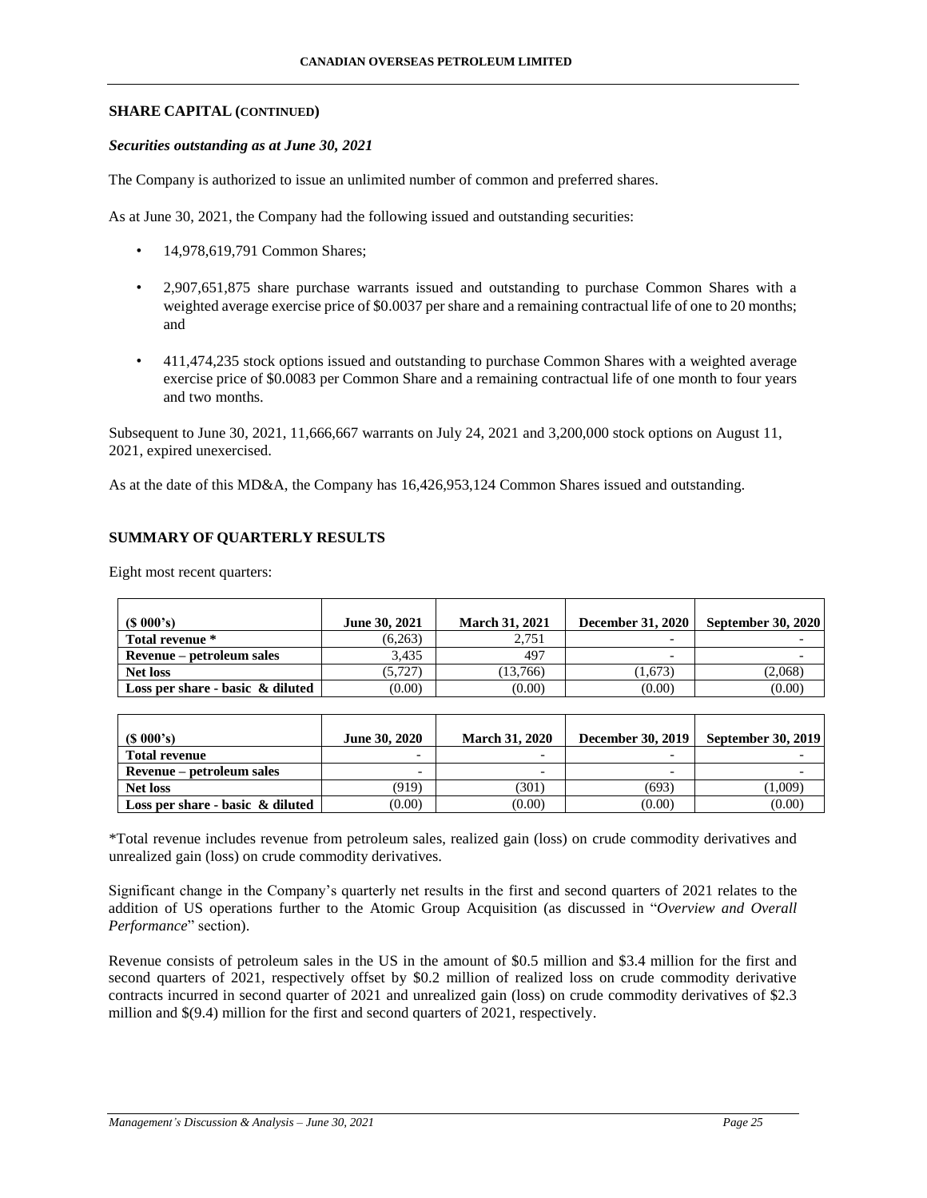## SHARE CAPITAL (CONTINUED)

### *Securities outstanding as at June 30, 2021*

The Company is authorized to issue an unlimited number of common and preferred shares.

As at June 30, 2021, the Company had the following issued and outstanding securities:

- 14,978,619,791 Common Shares;
- 2,907,651,875 share purchase warrants issued and outstanding to purchase Common Shares with a weighted average exercise price of $0.0037 per share and a remaining contractual life of one to 20 months; and
- 411,474,235 stock options issued and outstanding to purchase Common Shares with a weighted average exercise price of $0.0083 per Common Share and a remaining contractual life of one month to four years and two months.

Subsequent to June 30, 2021, 11,666,667 warrants on July 24, 2021 and 3,200,000 stock options on August 11, 2021, expired unexercised.

As at the date of this MD&A, the Company has 16,426,953,124 Common Shares issued and outstanding.

## SUMMARY OF QUARTERLY RESULTS

Eight most recent quarters:

| ($ 000's) | June 30, 2021 | March 31, 2021 | December 31, 2020 | September 30, 2020 |
|---|---|---|---|---|
| **Total revenue \*** | (6,263) | 2,751 | - | - |
| **Revenue – petroleum sales** | 3,435 | 497 | - | - |
| **Net loss** | (5,727) | (13,766) | (1,673) | (2,068) |
| **Loss per share - basic & diluted** | (0.00) | (0.00) | (0.00) | (0.00) |

| ($ 000's) | June 30, 2020 | March 31, 2020 | December 30, 2019 | September 30, 2019 |
|---|---|---|---|---|
| **Total revenue** | - | - | - | - |
| **Revenue – petroleum sales** | - | - | - | - |
| **Net loss** | (919) | (301) | (693) | (1,009) |
| **Loss per share - basic & diluted** | (0.00) | (0.00) | (0.00) | (0.00) |

*Total revenue includes revenue from petroleum sales, realized gain (loss) on crude commodity derivatives and unrealized gain (loss) on crude commodity derivatives.

Significant change in the Company's quarterly net results in the first and second quarters of 2021 relates to the addition of US operations further to the Atomic Group Acquisition (as discussed in "*Overview and Overall Performance*" section).

Revenue consists of petroleum sales in the US in the amount of $0.5 million and $3.4 million for the first and second quarters of 2021, respectively offset by $0.2 million of realized loss on crude commodity derivative contracts incurred in second quarter of 2021 and unrealized gain (loss) on crude commodity derivatives of $2.3 million and $(9.4) million for the first and second quarters of 2021, respectively.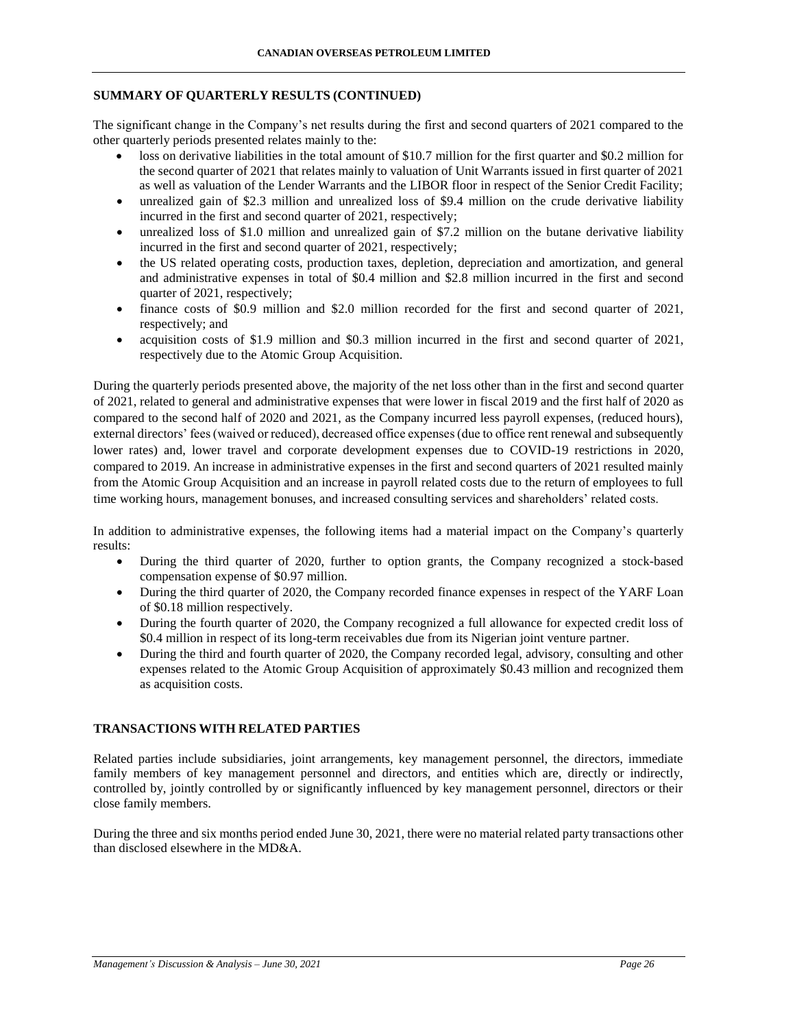## SUMMARY OF QUARTERLY RESULTS (CONTINUED)

The significant change in the Company's net results during the first and second quarters of 2021 compared to the other quarterly periods presented relates mainly to the:

- loss on derivative liabilities in the total amount of $10.7 million for the first quarter and $0.2 million for the second quarter of 2021 that relates mainly to valuation of Unit Warrants issued in first quarter of 2021 as well as valuation of the Lender Warrants and the LIBOR floor in respect of the Senior Credit Facility;
- unrealized gain of $2.3 million and unrealized loss of $9.4 million on the crude derivative liability incurred in the first and second quarter of 2021, respectively;
- unrealized loss of $1.0 million and unrealized gain of $7.2 million on the butane derivative liability incurred in the first and second quarter of 2021, respectively;
- the US related operating costs, production taxes, depletion, depreciation and amortization, and general and administrative expenses in total of $0.4 million and $2.8 million incurred in the first and second quarter of 2021, respectively;
- finance costs of $0.9 million and $2.0 million recorded for the first and second quarter of 2021, respectively; and
- acquisition costs of $1.9 million and $0.3 million incurred in the first and second quarter of 2021, respectively due to the Atomic Group Acquisition.

During the quarterly periods presented above, the majority of the net loss other than in the first and second quarter of 2021, related to general and administrative expenses that were lower in fiscal 2019 and the first half of 2020 as compared to the second half of 2020 and 2021, as the Company incurred less payroll expenses, (reduced hours), external directors' fees (waived or reduced), decreased office expenses (due to office rent renewal and subsequently lower rates) and, lower travel and corporate development expenses due to COVID-19 restrictions in 2020, compared to 2019. An increase in administrative expenses in the first and second quarters of 2021 resulted mainly from the Atomic Group Acquisition and an increase in payroll related costs due to the return of employees to full time working hours, management bonuses, and increased consulting services and shareholders' related costs.

In addition to administrative expenses, the following items had a material impact on the Company's quarterly results:

- During the third quarter of 2020, further to option grants, the Company recognized a stock-based compensation expense of $0.97 million.
- During the third quarter of 2020, the Company recorded finance expenses in respect of the YARF Loan of $0.18 million respectively.
- During the fourth quarter of 2020, the Company recognized a full allowance for expected credit loss of $0.4 million in respect of its long-term receivables due from its Nigerian joint venture partner.
- During the third and fourth quarter of 2020, the Company recorded legal, advisory, consulting and other expenses related to the Atomic Group Acquisition of approximately $0.43 million and recognized them as acquisition costs.

## TRANSACTIONS WITH RELATED PARTIES

Related parties include subsidiaries, joint arrangements, key management personnel, the directors, immediate family members of key management personnel and directors, and entities which are, directly or indirectly, controlled by, jointly controlled by or significantly influenced by key management personnel, directors or their close family members.

During the three and six months period ended June 30, 2021, there were no material related party transactions other than disclosed elsewhere in the MD&A.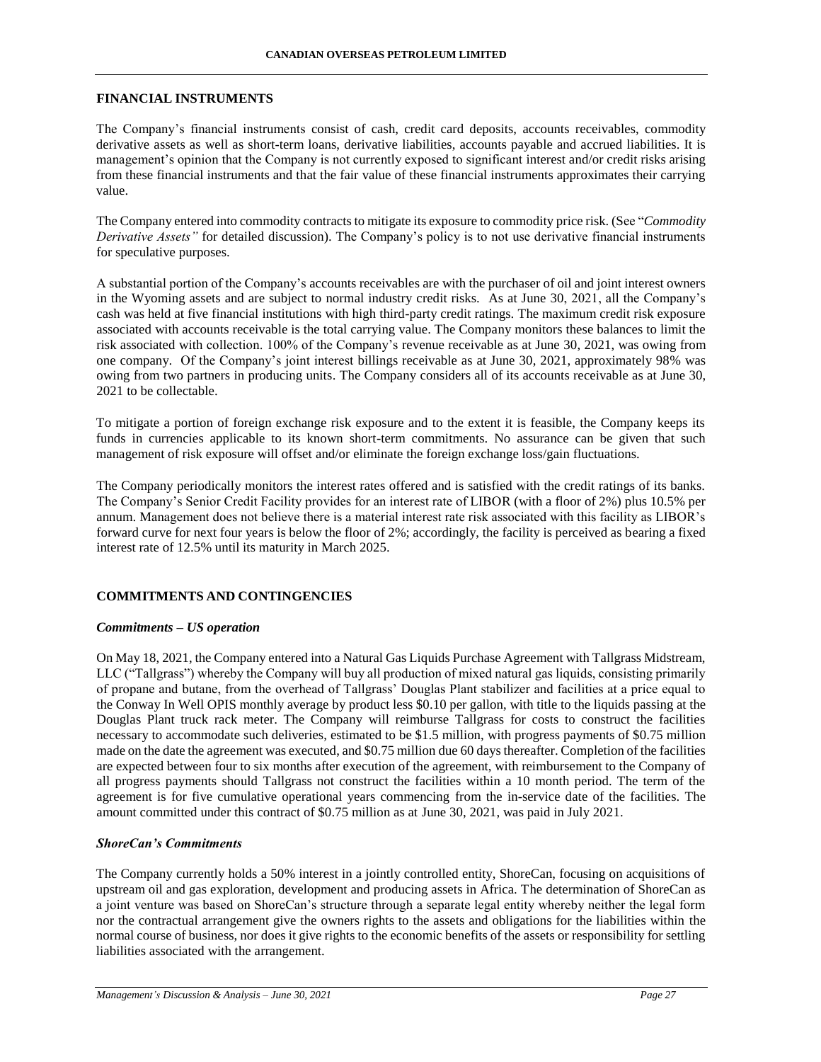## FINANCIAL INSTRUMENTS

The Company's financial instruments consist of cash, credit card deposits, accounts receivables, commodity derivative assets as well as short-term loans, derivative liabilities, accounts payable and accrued liabilities. It is management's opinion that the Company is not currently exposed to significant interest and/or credit risks arising from these financial instruments and that the fair value of these financial instruments approximates their carrying value.

The Company entered into commodity contracts to mitigate its exposure to commodity price risk. (See "*Commodity Derivative Assets"* for detailed discussion). The Company's policy is to not use derivative financial instruments for speculative purposes.

A substantial portion of the Company's accounts receivables are with the purchaser of oil and joint interest owners in the Wyoming assets and are subject to normal industry credit risks. As at June 30, 2021, all the Company's cash was held at five financial institutions with high third-party credit ratings. The maximum credit risk exposure associated with accounts receivable is the total carrying value. The Company monitors these balances to limit the risk associated with collection. 100% of the Company's revenue receivable as at June 30, 2021, was owing from one company. Of the Company's joint interest billings receivable as at June 30, 2021, approximately 98% was owing from two partners in producing units. The Company considers all of its accounts receivable as at June 30, 2021 to be collectable.

To mitigate a portion of foreign exchange risk exposure and to the extent it is feasible, the Company keeps its funds in currencies applicable to its known short-term commitments. No assurance can be given that such management of risk exposure will offset and/or eliminate the foreign exchange loss/gain fluctuations.

The Company periodically monitors the interest rates offered and is satisfied with the credit ratings of its banks. The Company's Senior Credit Facility provides for an interest rate of LIBOR (with a floor of 2%) plus 10.5% per annum. Management does not believe there is a material interest rate risk associated with this facility as LIBOR's forward curve for next four years is below the floor of 2%; accordingly, the facility is perceived as bearing a fixed interest rate of 12.5% until its maturity in March 2025.

## COMMITMENTS AND CONTINGENCIES

### *Commitments – US operation*

On May 18, 2021, the Company entered into a Natural Gas Liquids Purchase Agreement with Tallgrass Midstream, LLC ("Tallgrass") whereby the Company will buy all production of mixed natural gas liquids, consisting primarily of propane and butane, from the overhead of Tallgrass' Douglas Plant stabilizer and facilities at a price equal to the Conway In Well OPIS monthly average by product less $0.10 per gallon, with title to the liquids passing at the Douglas Plant truck rack meter. The Company will reimburse Tallgrass for costs to construct the facilities necessary to accommodate such deliveries, estimated to be $1.5 million, with progress payments of $0.75 million made on the date the agreement was executed, and $0.75 million due 60 days thereafter. Completion of the facilities are expected between four to six months after execution of the agreement, with reimbursement to the Company of all progress payments should Tallgrass not construct the facilities within a 10 month period. The term of the agreement is for five cumulative operational years commencing from the in-service date of the facilities. The amount committed under this contract of $0.75 million as at June 30, 2021, was paid in July 2021.

### *ShoreCan's Commitments*

The Company currently holds a 50% interest in a jointly controlled entity, ShoreCan, focusing on acquisitions of upstream oil and gas exploration, development and producing assets in Africa. The determination of ShoreCan as a joint venture was based on ShoreCan's structure through a separate legal entity whereby neither the legal form nor the contractual arrangement give the owners rights to the assets and obligations for the liabilities within the normal course of business, nor does it give rights to the economic benefits of the assets or responsibility for settling liabilities associated with the arrangement.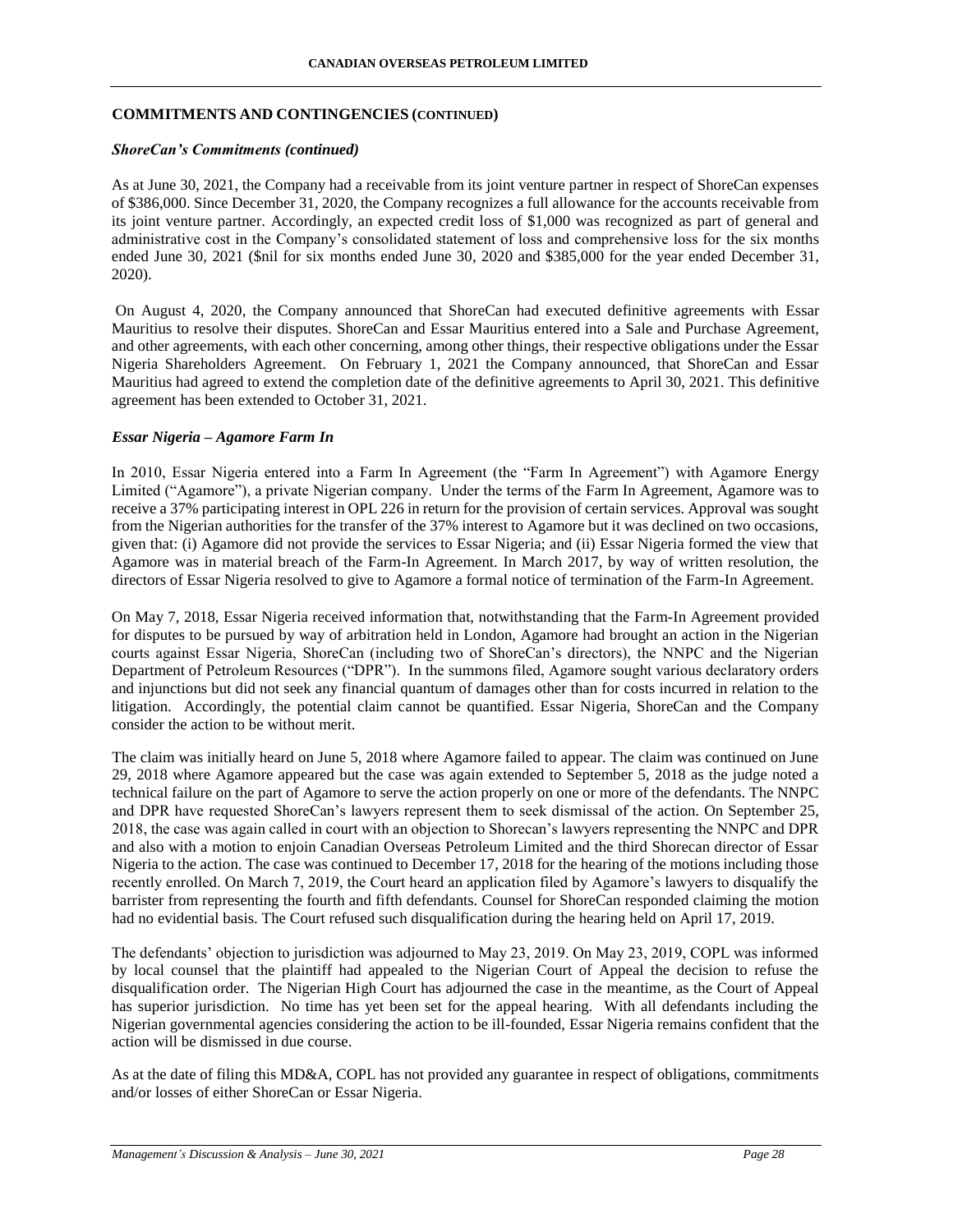## COMMITMENTS AND CONTINGENCIES (CONTINUED)

### *ShoreCan's Commitments (continued)*

As at June 30, 2021, the Company had a receivable from its joint venture partner in respect of ShoreCan expenses of $386,000. Since December 31, 2020, the Company recognizes a full allowance for the accounts receivable from its joint venture partner. Accordingly, an expected credit loss of $1,000 was recognized as part of general and administrative cost in the Company's consolidated statement of loss and comprehensive loss for the six months ended June 30, 2021 ($nil for six months ended June 30, 2020 and $385,000 for the year ended December 31, 2020).

On August 4, 2020, the Company announced that ShoreCan had executed definitive agreements with Essar Mauritius to resolve their disputes. ShoreCan and Essar Mauritius entered into a Sale and Purchase Agreement, and other agreements, with each other concerning, among other things, their respective obligations under the Essar Nigeria Shareholders Agreement. On February 1, 2021 the Company announced, that ShoreCan and Essar Mauritius had agreed to extend the completion date of the definitive agreements to April 30, 2021. This definitive agreement has been extended to October 31, 2021.

### *Essar Nigeria – Agamore Farm In*

In 2010, Essar Nigeria entered into a Farm In Agreement (the "Farm In Agreement") with Agamore Energy Limited ("Agamore"), a private Nigerian company. Under the terms of the Farm In Agreement, Agamore was to receive a 37% participating interest in OPL 226 in return for the provision of certain services. Approval was sought from the Nigerian authorities for the transfer of the 37% interest to Agamore but it was declined on two occasions, given that: (i) Agamore did not provide the services to Essar Nigeria; and (ii) Essar Nigeria formed the view that Agamore was in material breach of the Farm-In Agreement. In March 2017, by way of written resolution, the directors of Essar Nigeria resolved to give to Agamore a formal notice of termination of the Farm-In Agreement.

On May 7, 2018, Essar Nigeria received information that, notwithstanding that the Farm-In Agreement provided for disputes to be pursued by way of arbitration held in London, Agamore had brought an action in the Nigerian courts against Essar Nigeria, ShoreCan (including two of ShoreCan's directors), the NNPC and the Nigerian Department of Petroleum Resources ("DPR"). In the summons filed, Agamore sought various declaratory orders and injunctions but did not seek any financial quantum of damages other than for costs incurred in relation to the litigation. Accordingly, the potential claim cannot be quantified. Essar Nigeria, ShoreCan and the Company consider the action to be without merit.

The claim was initially heard on June 5, 2018 where Agamore failed to appear. The claim was continued on June 29, 2018 where Agamore appeared but the case was again extended to September 5, 2018 as the judge noted a technical failure on the part of Agamore to serve the action properly on one or more of the defendants. The NNPC and DPR have requested ShoreCan's lawyers represent them to seek dismissal of the action. On September 25, 2018, the case was again called in court with an objection to Shorecan's lawyers representing the NNPC and DPR and also with a motion to enjoin Canadian Overseas Petroleum Limited and the third Shorecan director of Essar Nigeria to the action. The case was continued to December 17, 2018 for the hearing of the motions including those recently enrolled. On March 7, 2019, the Court heard an application filed by Agamore's lawyers to disqualify the barrister from representing the fourth and fifth defendants. Counsel for ShoreCan responded claiming the motion had no evidential basis. The Court refused such disqualification during the hearing held on April 17, 2019.

The defendants' objection to jurisdiction was adjourned to May 23, 2019. On May 23, 2019, COPL was informed by local counsel that the plaintiff had appealed to the Nigerian Court of Appeal the decision to refuse the disqualification order. The Nigerian High Court has adjourned the case in the meantime, as the Court of Appeal has superior jurisdiction. No time has yet been set for the appeal hearing. With all defendants including the Nigerian governmental agencies considering the action to be ill-founded, Essar Nigeria remains confident that the action will be dismissed in due course.

As at the date of filing this MD&A, COPL has not provided any guarantee in respect of obligations, commitments and/or losses of either ShoreCan or Essar Nigeria.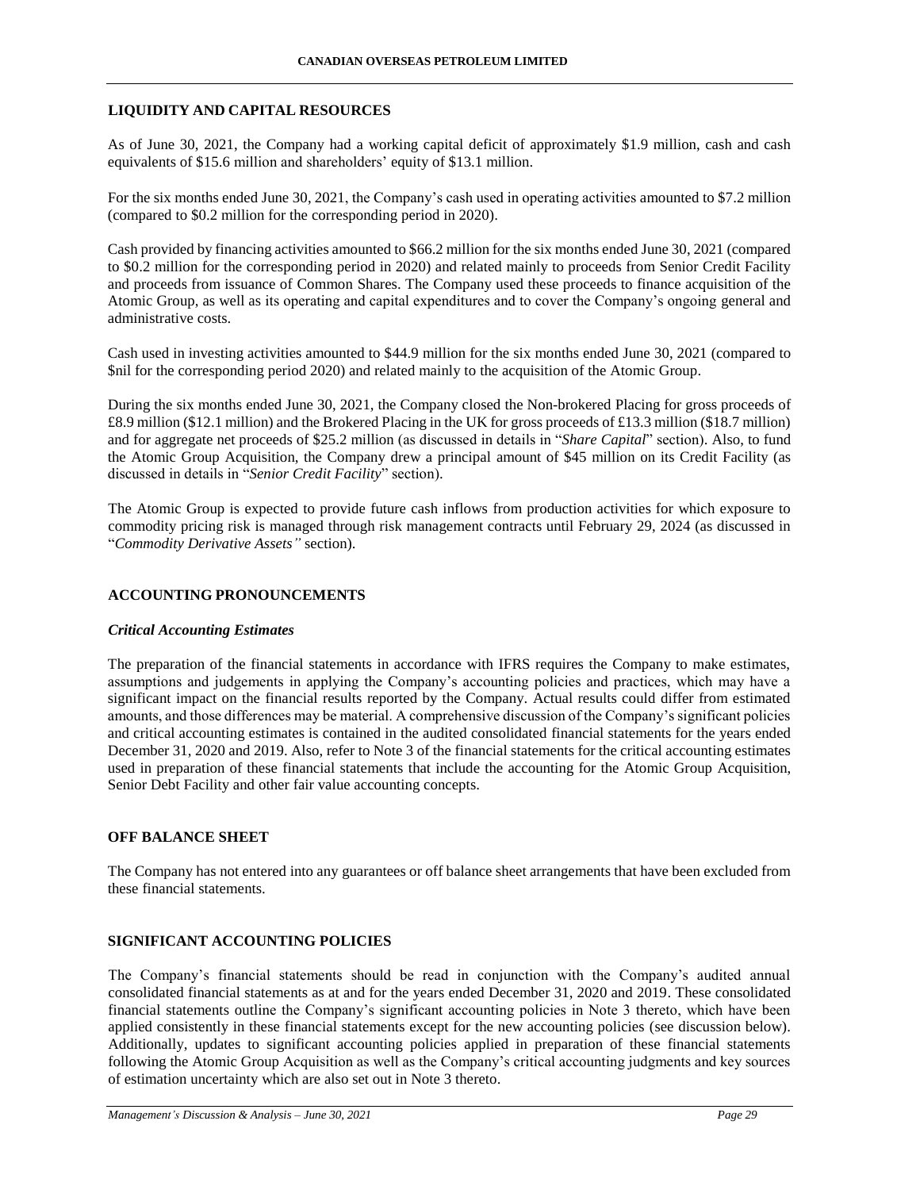## LIQUIDITY AND CAPITAL RESOURCES

As of June 30, 2021, the Company had a working capital deficit of approximately $1.9 million, cash and cash equivalents of $15.6 million and shareholders' equity of $13.1 million.

For the six months ended June 30, 2021, the Company's cash used in operating activities amounted to $7.2 million (compared to $0.2 million for the corresponding period in 2020).

Cash provided by financing activities amounted to $66.2 million for the six months ended June 30, 2021 (compared to $0.2 million for the corresponding period in 2020) and related mainly to proceeds from Senior Credit Facility and proceeds from issuance of Common Shares. The Company used these proceeds to finance acquisition of the Atomic Group, as well as its operating and capital expenditures and to cover the Company's ongoing general and administrative costs.

Cash used in investing activities amounted to $44.9 million for the six months ended June 30, 2021 (compared to $nil for the corresponding period 2020) and related mainly to the acquisition of the Atomic Group.

During the six months ended June 30, 2021, the Company closed the Non-brokered Placing for gross proceeds of £8.9 million ($12.1 million) and the Brokered Placing in the UK for gross proceeds of £13.3 million ($18.7 million) and for aggregate net proceeds of $25.2 million (as discussed in details in "*Share Capital*" section). Also, to fund the Atomic Group Acquisition, the Company drew a principal amount of $45 million on its Credit Facility (as discussed in details in "*Senior Credit Facility*" section).

The Atomic Group is expected to provide future cash inflows from production activities for which exposure to commodity pricing risk is managed through risk management contracts until February 29, 2024 (as discussed in "*Commodity Derivative Assets"* section).

## ACCOUNTING PRONOUNCEMENTS

### *Critical Accounting Estimates*

The preparation of the financial statements in accordance with IFRS requires the Company to make estimates, assumptions and judgements in applying the Company's accounting policies and practices, which may have a significant impact on the financial results reported by the Company. Actual results could differ from estimated amounts, and those differences may be material. A comprehensive discussion of the Company's significant policies and critical accounting estimates is contained in the audited consolidated financial statements for the years ended December 31, 2020 and 2019. Also, refer to Note 3 of the financial statements for the critical accounting estimates used in preparation of these financial statements that include the accounting for the Atomic Group Acquisition, Senior Debt Facility and other fair value accounting concepts.

## OFF BALANCE SHEET

The Company has not entered into any guarantees or off balance sheet arrangements that have been excluded from these financial statements.

## SIGNIFICANT ACCOUNTING POLICIES

The Company's financial statements should be read in conjunction with the Company's audited annual consolidated financial statements as at and for the years ended December 31, 2020 and 2019. These consolidated financial statements outline the Company's significant accounting policies in Note 3 thereto, which have been applied consistently in these financial statements except for the new accounting policies (see discussion below). Additionally, updates to significant accounting policies applied in preparation of these financial statements following the Atomic Group Acquisition as well as the Company's critical accounting judgments and key sources of estimation uncertainty which are also set out in Note 3 thereto.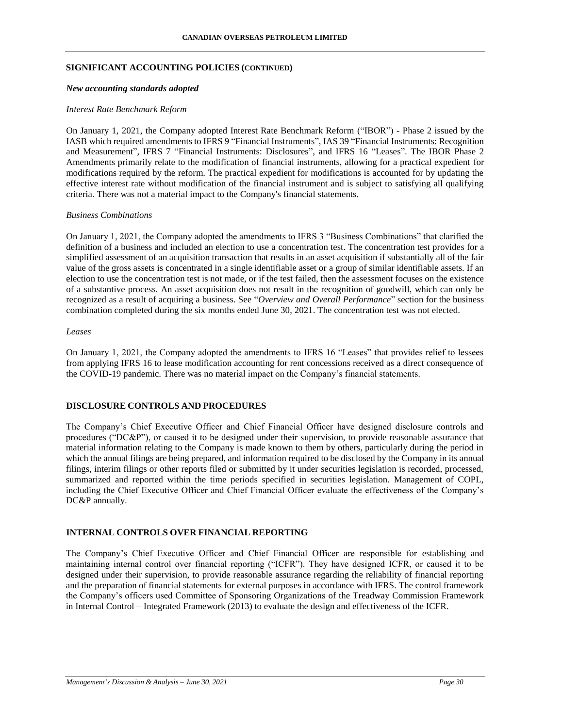## SIGNIFICANT ACCOUNTING POLICIES (CONTINUED)

### *New accounting standards adopted*

*Interest Rate Benchmark Reform*

On January 1, 2021, the Company adopted Interest Rate Benchmark Reform ("IBOR") - Phase 2 issued by the IASB which required amendments to IFRS 9 "Financial Instruments", IAS 39 "Financial Instruments: Recognition and Measurement", IFRS 7 "Financial Instruments: Disclosures", and IFRS 16 "Leases". The IBOR Phase 2 Amendments primarily relate to the modification of financial instruments, allowing for a practical expedient for modifications required by the reform. The practical expedient for modifications is accounted for by updating the effective interest rate without modification of the financial instrument and is subject to satisfying all qualifying criteria. There was not a material impact to the Company's financial statements.

*Business Combinations*

On January 1, 2021, the Company adopted the amendments to IFRS 3 "Business Combinations" that clarified the definition of a business and included an election to use a concentration test. The concentration test provides for a simplified assessment of an acquisition transaction that results in an asset acquisition if substantially all of the fair value of the gross assets is concentrated in a single identifiable asset or a group of similar identifiable assets. If an election to use the concentration test is not made, or if the test failed, then the assessment focuses on the existence of a substantive process. An asset acquisition does not result in the recognition of goodwill, which can only be recognized as a result of acquiring a business. See "*Overview and Overall Performance*" section for the business combination completed during the six months ended June 30, 2021. The concentration test was not elected.

*Leases*

On January 1, 2021, the Company adopted the amendments to IFRS 16 "Leases" that provides relief to lessees from applying IFRS 16 to lease modification accounting for rent concessions received as a direct consequence of the COVID-19 pandemic. There was no material impact on the Company's financial statements.

## DISCLOSURE CONTROLS AND PROCEDURES

The Company's Chief Executive Officer and Chief Financial Officer have designed disclosure controls and procedures ("DC&P"), or caused it to be designed under their supervision, to provide reasonable assurance that material information relating to the Company is made known to them by others, particularly during the period in which the annual filings are being prepared, and information required to be disclosed by the Company in its annual filings, interim filings or other reports filed or submitted by it under securities legislation is recorded, processed, summarized and reported within the time periods specified in securities legislation. Management of COPL, including the Chief Executive Officer and Chief Financial Officer evaluate the effectiveness of the Company's DC&P annually.

## INTERNAL CONTROLS OVER FINANCIAL REPORTING

The Company's Chief Executive Officer and Chief Financial Officer are responsible for establishing and maintaining internal control over financial reporting ("ICFR"). They have designed ICFR, or caused it to be designed under their supervision, to provide reasonable assurance regarding the reliability of financial reporting and the preparation of financial statements for external purposes in accordance with IFRS. The control framework the Company's officers used Committee of Sponsoring Organizations of the Treadway Commission Framework in Internal Control – Integrated Framework (2013) to evaluate the design and effectiveness of the ICFR.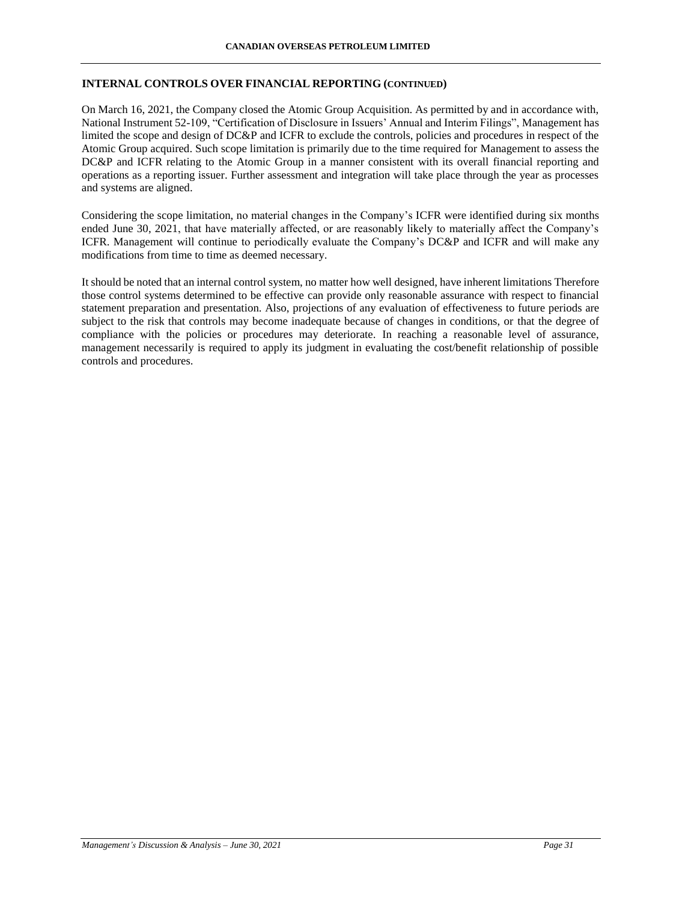## INTERNAL CONTROLS OVER FINANCIAL REPORTING (CONTINUED)

On March 16, 2021, the Company closed the Atomic Group Acquisition. As permitted by and in accordance with, National Instrument 52-109, "Certification of Disclosure in Issuers' Annual and Interim Filings", Management has limited the scope and design of DC&P and ICFR to exclude the controls, policies and procedures in respect of the Atomic Group acquired. Such scope limitation is primarily due to the time required for Management to assess the DC&P and ICFR relating to the Atomic Group in a manner consistent with its overall financial reporting and operations as a reporting issuer. Further assessment and integration will take place through the year as processes and systems are aligned.

Considering the scope limitation, no material changes in the Company's ICFR were identified during six months ended June 30, 2021, that have materially affected, or are reasonably likely to materially affect the Company's ICFR. Management will continue to periodically evaluate the Company's DC&P and ICFR and will make any modifications from time to time as deemed necessary.

It should be noted that an internal control system, no matter how well designed, have inherent limitations Therefore those control systems determined to be effective can provide only reasonable assurance with respect to financial statement preparation and presentation. Also, projections of any evaluation of effectiveness to future periods are subject to the risk that controls may become inadequate because of changes in conditions, or that the degree of compliance with the policies or procedures may deteriorate. In reaching a reasonable level of assurance, management necessarily is required to apply its judgment in evaluating the cost/benefit relationship of possible controls and procedures.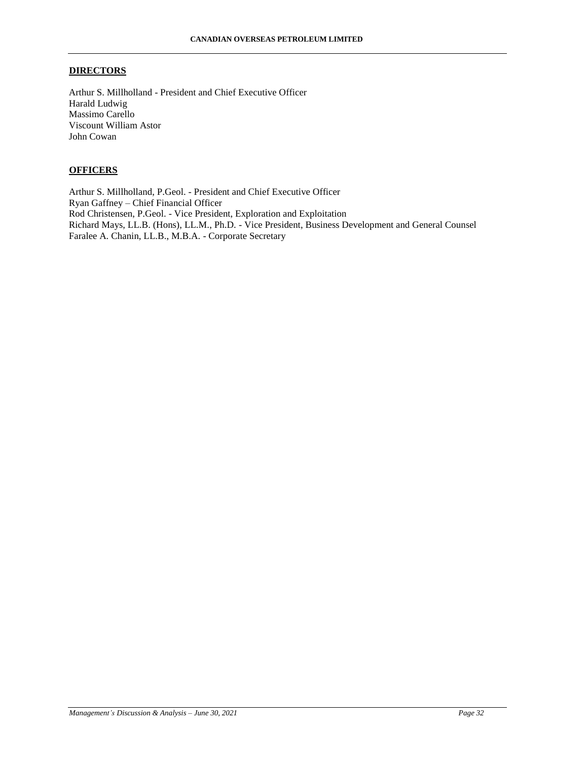## DIRECTORS

Arthur S. Millholland - President and Chief Executive Officer
Harald Ludwig
Massimo Carello
Viscount William Astor
John Cowan

## OFFICERS

Arthur S. Millholland, P.Geol. - President and Chief Executive Officer
Ryan Gaffney – Chief Financial Officer
Rod Christensen, P.Geol. - Vice President, Exploration and Exploitation
Richard Mays, LL.B. (Hons), LL.M., Ph.D. - Vice President, Business Development and General Counsel
Faralee A. Chanin, LL.B., M.B.A. - Corporate Secretary